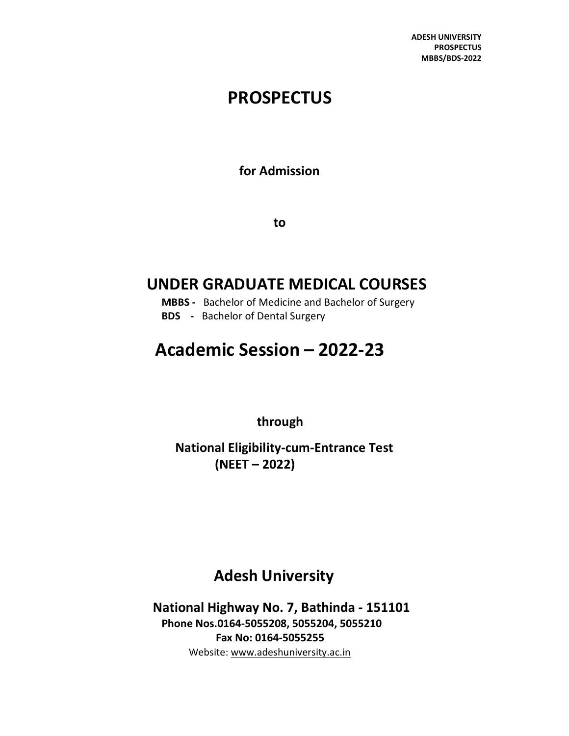# PROSPECTUS

**for Admission**

**to**

## UNDER GRADUATE MEDICAL COURSES

**MBBS -** Bachelor of Medicine and Bachelor of Surgery
**BDS -** Bachelor of Dental Surgery

## Academic Session – 2022-23

**through**

**National Eligibility-cum-Entrance Test (NEET – 2022)**

## Adesh University

**National Highway No. 7, Bathinda - 151101**
**Phone Nos.0164-5055208, 5055204, 5055210**
**Fax No: 0164-5055255**
Website: www.adeshuniversity.ac.in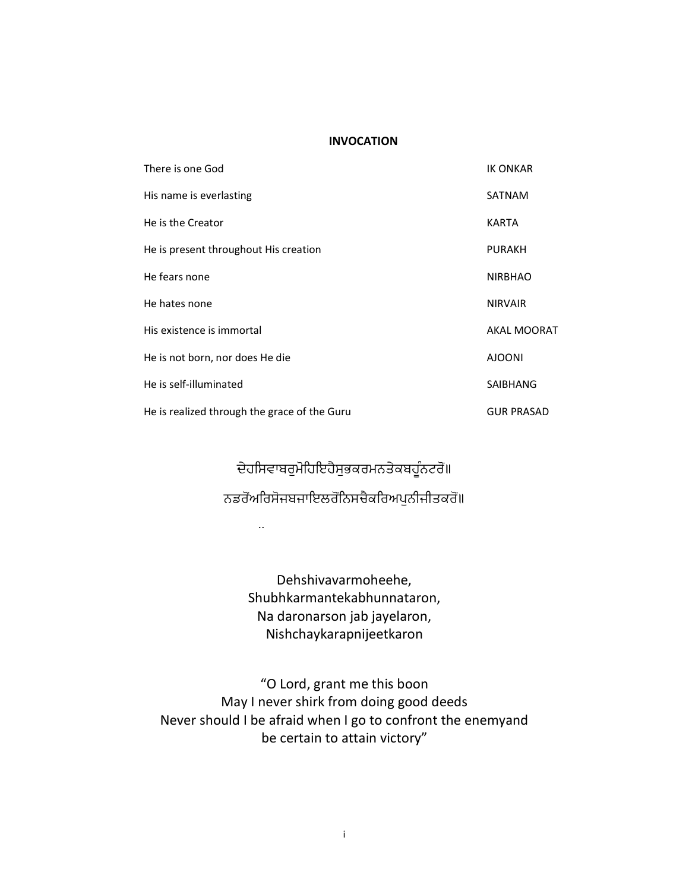**INVOCATION**

| | |
|---|---|
| There is one God | IK ONKAR |
| His name is everlasting | SATNAM |
| He is the Creator | KARTA |
| He is present throughout His creation | PURAKH |
| He fears none | NIRBHAO |
| He hates none | NIRVAIR |
| His existence is immortal | AKAL MOORAT |
| He is not born, nor does He die | AJOONI |
| He is self-illuminated | SAIBHANG |
| He is realized through the grace of the Guru | GUR PRASAD |

ਦੇਹਸਿਵਾਬਰੁਮੋਹਿਇਹੈਸੁਭਕਰਮਨਤੇਕਬਹੂੰਨਟਰੋਂ॥

ਨਡਰੌਅਰਿਸੋਜਬਜਾਇਲਰੌਨਿਸਚੈਕਰਿਅਪੁਨੀਜੀਤਕਰੌਂ॥

..

Dehshivavarmoheehe,
Shubhkarmantekabhunnataron,
Na daronarson jab jayelaron,
Nishchaykarapnijeetkaron

"O Lord, grant me this boon
May I never shirk from doing good deeds
Never should I be afraid when I go to confront the enemyand
be certain to attain victory"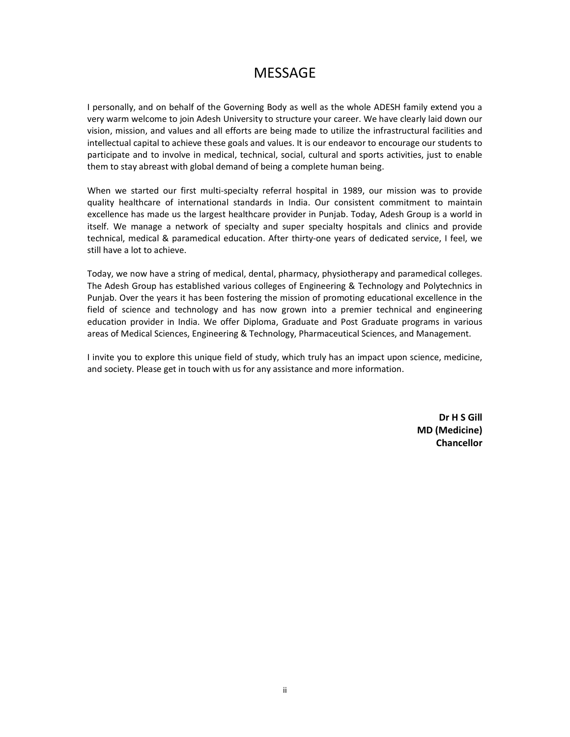# MESSAGE

I personally, and on behalf of the Governing Body as well as the whole ADESH family extend you a very warm welcome to join Adesh University to structure your career. We have clearly laid down our vision, mission, and values and all efforts are being made to utilize the infrastructural facilities and intellectual capital to achieve these goals and values. It is our endeavor to encourage our students to participate and to involve in medical, technical, social, cultural and sports activities, just to enable them to stay abreast with global demand of being a complete human being.

When we started our first multi-specialty referral hospital in 1989, our mission was to provide quality healthcare of international standards in India. Our consistent commitment to maintain excellence has made us the largest healthcare provider in Punjab. Today, Adesh Group is a world in itself. We manage a network of specialty and super specialty hospitals and clinics and provide technical, medical & paramedical education. After thirty-one years of dedicated service, I feel, we still have a lot to achieve.

Today, we now have a string of medical, dental, pharmacy, physiotherapy and paramedical colleges. The Adesh Group has established various colleges of Engineering & Technology and Polytechnics in Punjab. Over the years it has been fostering the mission of promoting educational excellence in the field of science and technology and has now grown into a premier technical and engineering education provider in India. We offer Diploma, Graduate and Post Graduate programs in various areas of Medical Sciences, Engineering & Technology, Pharmaceutical Sciences, and Management.

I invite you to explore this unique field of study, which truly has an impact upon science, medicine, and society. Please get in touch with us for any assistance and more information.

**Dr H S Gill**
**MD (Medicine)**
**Chancellor**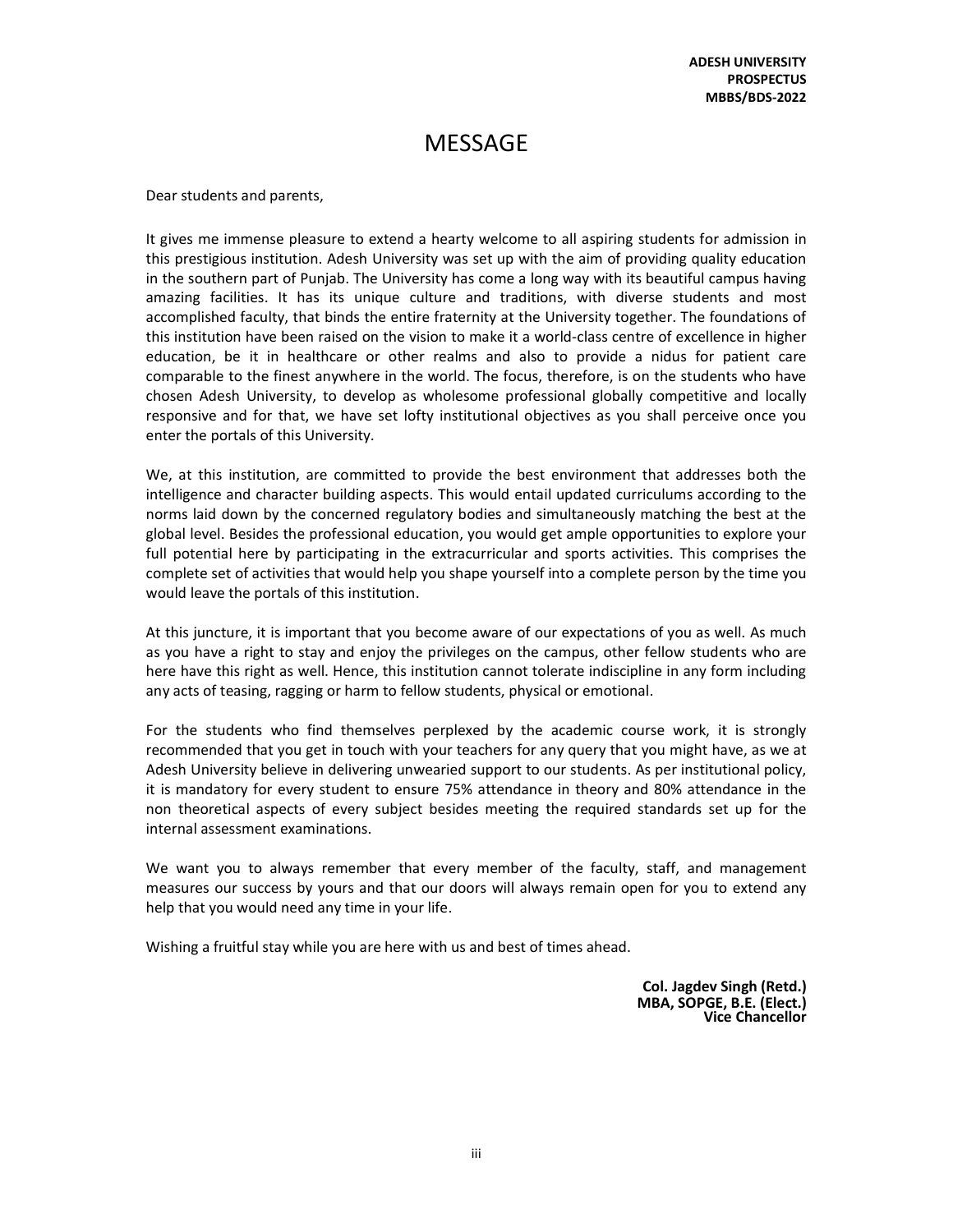# MESSAGE

Dear students and parents,

It gives me immense pleasure to extend a hearty welcome to all aspiring students for admission in this prestigious institution. Adesh University was set up with the aim of providing quality education in the southern part of Punjab. The University has come a long way with its beautiful campus having amazing facilities. It has its unique culture and traditions, with diverse students and most accomplished faculty, that binds the entire fraternity at the University together. The foundations of this institution have been raised on the vision to make it a world-class centre of excellence in higher education, be it in healthcare or other realms and also to provide a nidus for patient care comparable to the finest anywhere in the world. The focus, therefore, is on the students who have chosen Adesh University, to develop as wholesome professional globally competitive and locally responsive and for that, we have set lofty institutional objectives as you shall perceive once you enter the portals of this University.

We, at this institution, are committed to provide the best environment that addresses both the intelligence and character building aspects. This would entail updated curriculums according to the norms laid down by the concerned regulatory bodies and simultaneously matching the best at the global level. Besides the professional education, you would get ample opportunities to explore your full potential here by participating in the extracurricular and sports activities. This comprises the complete set of activities that would help you shape yourself into a complete person by the time you would leave the portals of this institution.

At this juncture, it is important that you become aware of our expectations of you as well. As much as you have a right to stay and enjoy the privileges on the campus, other fellow students who are here have this right as well. Hence, this institution cannot tolerate indiscipline in any form including any acts of teasing, ragging or harm to fellow students, physical or emotional.

For the students who find themselves perplexed by the academic course work, it is strongly recommended that you get in touch with your teachers for any query that you might have, as we at Adesh University believe in delivering unwearied support to our students. As per institutional policy, it is mandatory for every student to ensure 75% attendance in theory and 80% attendance in the non theoretical aspects of every subject besides meeting the required standards set up for the internal assessment examinations.

We want you to always remember that every member of the faculty, staff, and management measures our success by yours and that our doors will always remain open for you to extend any help that you would need any time in your life.

Wishing a fruitful stay while you are here with us and best of times ahead.

**Col. Jagdev Singh (Retd.)**
**MBA, SOPGE, B.E. (Elect.)**
**Vice Chancellor**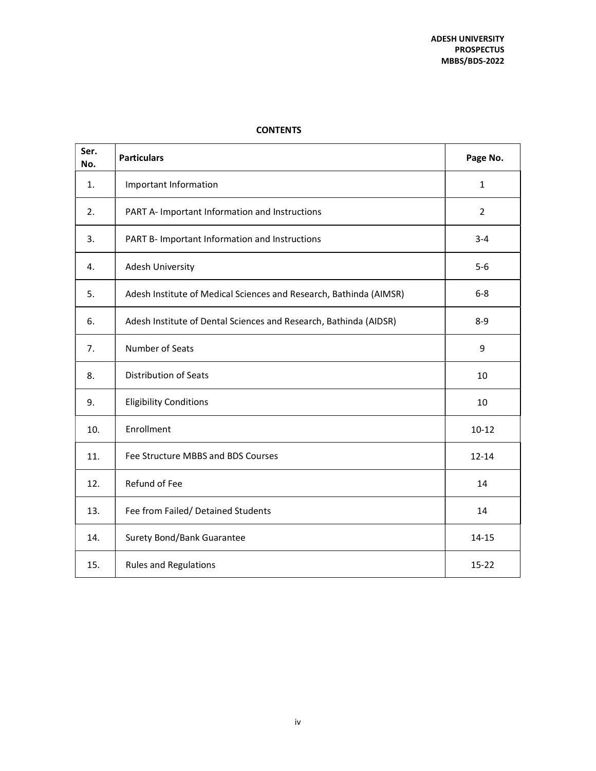## CONTENTS

| Ser. No. | Particulars | Page No. |
|---|---|---|
| 1. | Important Information | 1 |
| 2. | PART A- Important Information and Instructions | 2 |
| 3. | PART B- Important Information and Instructions | 3-4 |
| 4. | Adesh University | 5-6 |
| 5. | Adesh Institute of Medical Sciences and Research, Bathinda (AIMSR) | 6-8 |
| 6. | Adesh Institute of Dental Sciences and Research, Bathinda (AIDSR) | 8-9 |
| 7. | Number of Seats | 9 |
| 8. | Distribution of Seats | 10 |
| 9. | Eligibility Conditions | 10 |
| 10. | Enrollment | 10-12 |
| 11. | Fee Structure MBBS and BDS Courses | 12-14 |
| 12. | Refund of Fee | 14 |
| 13. | Fee from Failed/ Detained Students | 14 |
| 14. | Surety Bond/Bank Guarantee | 14-15 |
| 15. | Rules and Regulations | 15-22 |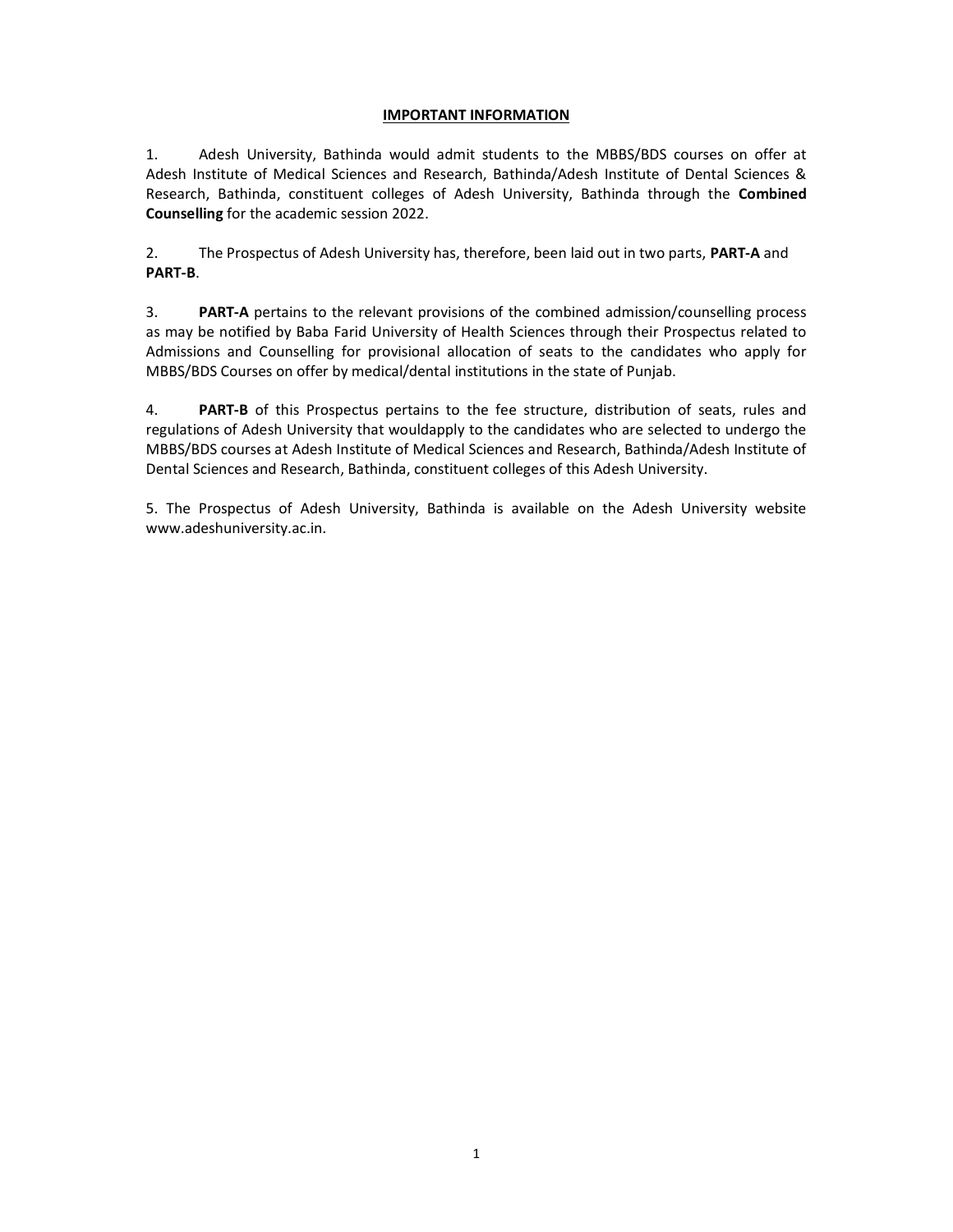## IMPORTANT INFORMATION

1. Adesh University, Bathinda would admit students to the MBBS/BDS courses on offer at Adesh Institute of Medical Sciences and Research, Bathinda/Adesh Institute of Dental Sciences & Research, Bathinda, constituent colleges of Adesh University, Bathinda through the **Combined Counselling** for the academic session 2022.

2. The Prospectus of Adesh University has, therefore, been laid out in two parts, **PART-A** and **PART-B**.

3. **PART-A** pertains to the relevant provisions of the combined admission/counselling process as may be notified by Baba Farid University of Health Sciences through their Prospectus related to Admissions and Counselling for provisional allocation of seats to the candidates who apply for MBBS/BDS Courses on offer by medical/dental institutions in the state of Punjab.

4. **PART-B** of this Prospectus pertains to the fee structure, distribution of seats, rules and regulations of Adesh University that wouldapply to the candidates who are selected to undergo the MBBS/BDS courses at Adesh Institute of Medical Sciences and Research, Bathinda/Adesh Institute of Dental Sciences and Research, Bathinda, constituent colleges of this Adesh University.

5. The Prospectus of Adesh University, Bathinda is available on the Adesh University website www.adeshuniversity.ac.in.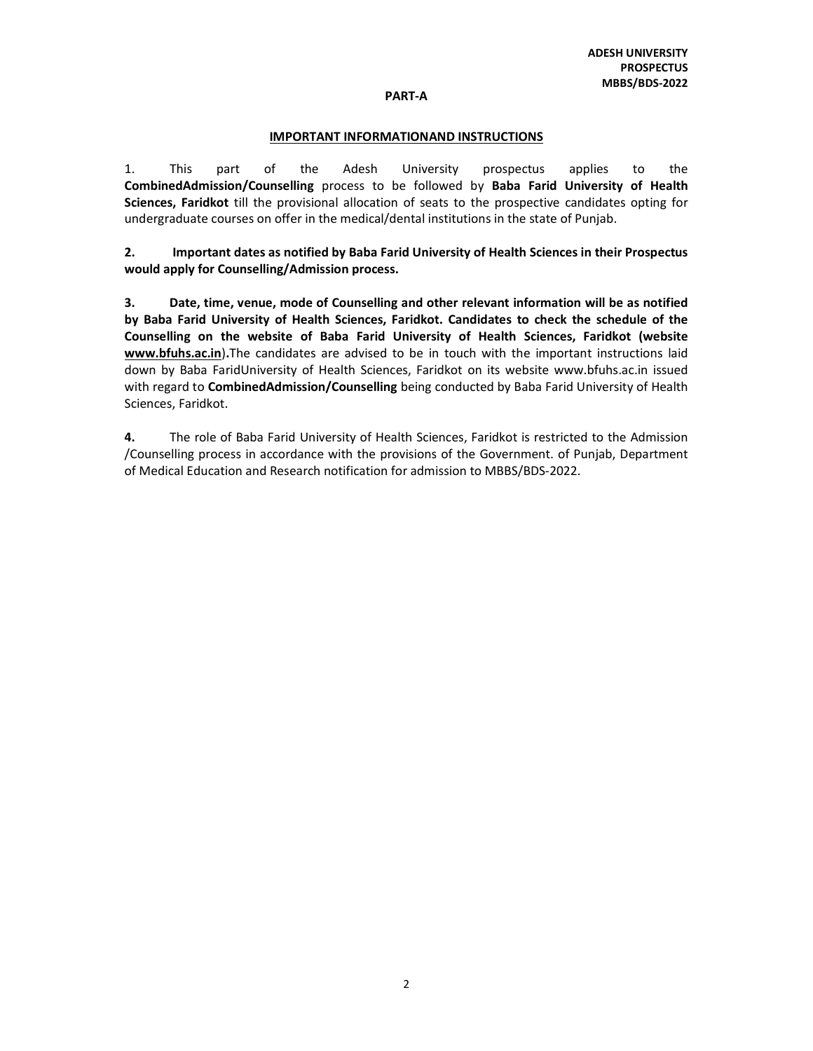## PART-A

### IMPORTANT INFORMATIONAND INSTRUCTIONS

1. This part of the Adesh University prospectus applies to the **CombinedAdmission/Counselling** process to be followed by **Baba Farid University of Health Sciences, Faridkot** till the provisional allocation of seats to the prospective candidates opting for undergraduate courses on offer in the medical/dental institutions in the state of Punjab.

**2. Important dates as notified by Baba Farid University of Health Sciences in their Prospectus would apply for Counselling/Admission process.**

**3. Date, time, venue, mode of Counselling and other relevant information will be as notified by Baba Farid University of Health Sciences, Faridkot. Candidates to check the schedule of the Counselling on the website of Baba Farid University of Health Sciences, Faridkot (website www.bfuhs.ac.in).** The candidates are advised to be in touch with the important instructions laid down by Baba FaridUniversity of Health Sciences, Faridkot on its website www.bfuhs.ac.in issued with regard to **CombinedAdmission/Counselling** being conducted by Baba Farid University of Health Sciences, Faridkot.

**4.** The role of Baba Farid University of Health Sciences, Faridkot is restricted to the Admission /Counselling process in accordance with the provisions of the Government. of Punjab, Department of Medical Education and Research notification for admission to MBBS/BDS-2022.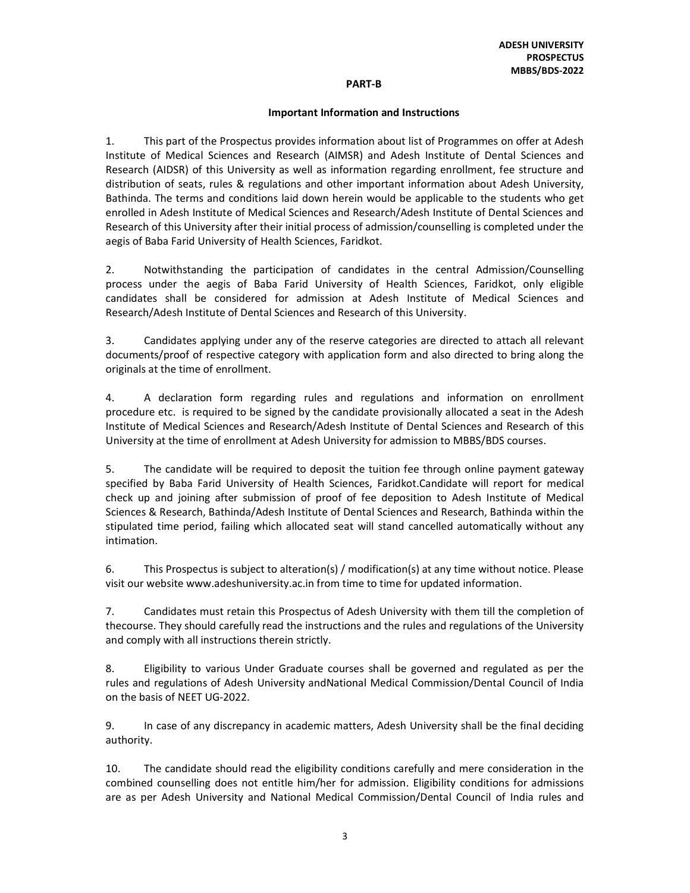## PART-B

### Important Information and Instructions

1. This part of the Prospectus provides information about list of Programmes on offer at Adesh Institute of Medical Sciences and Research (AIMSR) and Adesh Institute of Dental Sciences and Research (AIDSR) of this University as well as information regarding enrollment, fee structure and distribution of seats, rules & regulations and other important information about Adesh University, Bathinda. The terms and conditions laid down herein would be applicable to the students who get enrolled in Adesh Institute of Medical Sciences and Research/Adesh Institute of Dental Sciences and Research of this University after their initial process of admission/counselling is completed under the aegis of Baba Farid University of Health Sciences, Faridkot.

2. Notwithstanding the participation of candidates in the central Admission/Counselling process under the aegis of Baba Farid University of Health Sciences, Faridkot, only eligible candidates shall be considered for admission at Adesh Institute of Medical Sciences and Research/Adesh Institute of Dental Sciences and Research of this University.

3. Candidates applying under any of the reserve categories are directed to attach all relevant documents/proof of respective category with application form and also directed to bring along the originals at the time of enrollment.

4. A declaration form regarding rules and regulations and information on enrollment procedure etc. is required to be signed by the candidate provisionally allocated a seat in the Adesh Institute of Medical Sciences and Research/Adesh Institute of Dental Sciences and Research of this University at the time of enrollment at Adesh University for admission to MBBS/BDS courses.

5. The candidate will be required to deposit the tuition fee through online payment gateway specified by Baba Farid University of Health Sciences, Faridkot.Candidate will report for medical check up and joining after submission of proof of fee deposition to Adesh Institute of Medical Sciences & Research, Bathinda/Adesh Institute of Dental Sciences and Research, Bathinda within the stipulated time period, failing which allocated seat will stand cancelled automatically without any intimation.

6. This Prospectus is subject to alteration(s) / modification(s) at any time without notice. Please visit our website www.adeshuniversity.ac.in from time to time for updated information.

7. Candidates must retain this Prospectus of Adesh University with them till the completion of thecourse. They should carefully read the instructions and the rules and regulations of the University and comply with all instructions therein strictly.

8. Eligibility to various Under Graduate courses shall be governed and regulated as per the rules and regulations of Adesh University andNational Medical Commission/Dental Council of India on the basis of NEET UG-2022.

9. In case of any discrepancy in academic matters, Adesh University shall be the final deciding authority.

10. The candidate should read the eligibility conditions carefully and mere consideration in the combined counselling does not entitle him/her for admission. Eligibility conditions for admissions are as per Adesh University and National Medical Commission/Dental Council of India rules and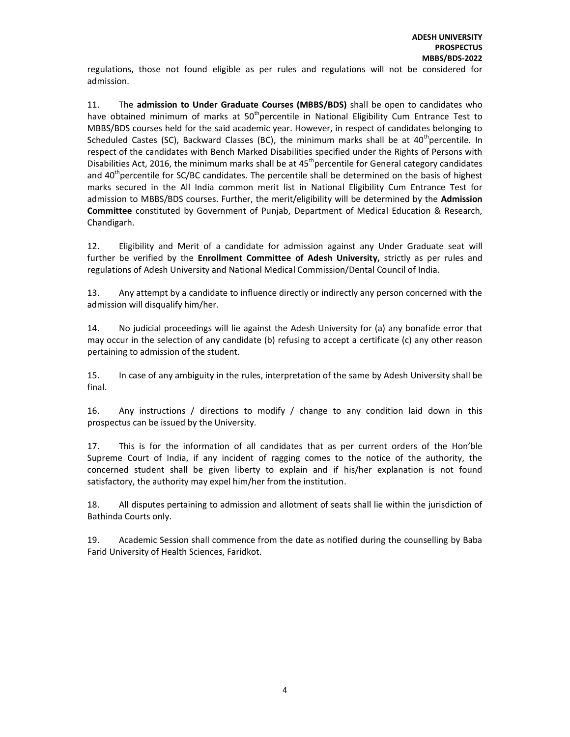regulations, those not found eligible as per rules and regulations will not be considered for admission.

11. The **admission to Under Graduate Courses (MBBS/BDS)** shall be open to candidates who have obtained minimum of marks at 50th percentile in National Eligibility Cum Entrance Test to MBBS/BDS courses held for the said academic year. However, in respect of candidates belonging to Scheduled Castes (SC), Backward Classes (BC), the minimum marks shall be at 40th percentile. In respect of the candidates with Bench Marked Disabilities specified under the Rights of Persons with Disabilities Act, 2016, the minimum marks shall be at 45th percentile for General category candidates and 40th percentile for SC/BC candidates. The percentile shall be determined on the basis of highest marks secured in the All India common merit list in National Eligibility Cum Entrance Test for admission to MBBS/BDS courses. Further, the merit/eligibility will be determined by the **Admission Committee** constituted by Government of Punjab, Department of Medical Education & Research, Chandigarh.

12. Eligibility and Merit of a candidate for admission against any Under Graduate seat will further be verified by the **Enrollment Committee of Adesh University,** strictly as per rules and regulations of Adesh University and National Medical Commission/Dental Council of India.

13. Any attempt by a candidate to influence directly or indirectly any person concerned with the admission will disqualify him/her.

14. No judicial proceedings will lie against the Adesh University for (a) any bonafide error that may occur in the selection of any candidate (b) refusing to accept a certificate (c) any other reason pertaining to admission of the student.

15. In case of any ambiguity in the rules, interpretation of the same by Adesh University shall be final.

16. Any instructions / directions to modify / change to any condition laid down in this prospectus can be issued by the University.

17. This is for the information of all candidates that as per current orders of the Hon'ble Supreme Court of India, if any incident of ragging comes to the notice of the authority, the concerned student shall be given liberty to explain and if his/her explanation is not found satisfactory, the authority may expel him/her from the institution.

18. All disputes pertaining to admission and allotment of seats shall lie within the jurisdiction of Bathinda Courts only.

19. Academic Session shall commence from the date as notified during the counselling by Baba Farid University of Health Sciences, Faridkot.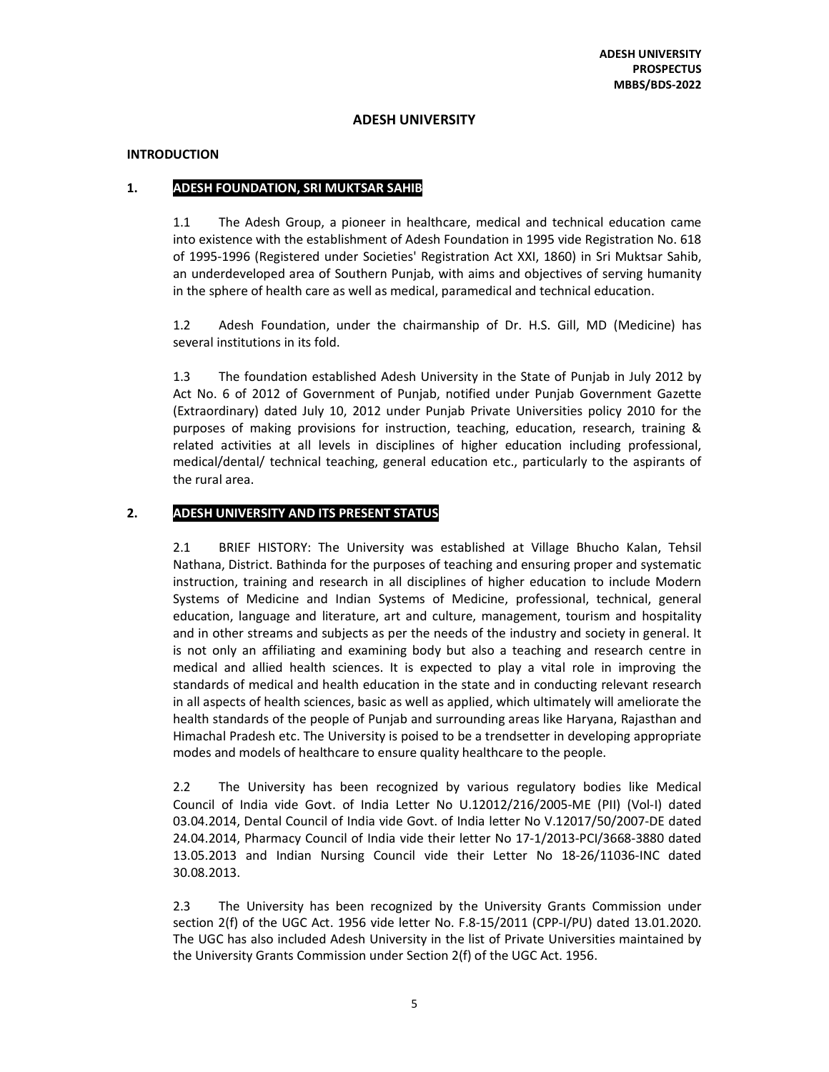# ADESH UNIVERSITY

## INTRODUCTION

### 1. ADESH FOUNDATION, SRI MUKTSAR SAHIB

1.1 The Adesh Group, a pioneer in healthcare, medical and technical education came into existence with the establishment of Adesh Foundation in 1995 vide Registration No. 618 of 1995-1996 (Registered under Societies' Registration Act XXI, 1860) in Sri Muktsar Sahib, an underdeveloped area of Southern Punjab, with aims and objectives of serving humanity in the sphere of health care as well as medical, paramedical and technical education.

1.2 Adesh Foundation, under the chairmanship of Dr. H.S. Gill, MD (Medicine) has several institutions in its fold.

1.3 The foundation established Adesh University in the State of Punjab in July 2012 by Act No. 6 of 2012 of Government of Punjab, notified under Punjab Government Gazette (Extraordinary) dated July 10, 2012 under Punjab Private Universities policy 2010 for the purposes of making provisions for instruction, teaching, education, research, training & related activities at all levels in disciplines of higher education including professional, medical/dental/ technical teaching, general education etc., particularly to the aspirants of the rural area.

### 2. ADESH UNIVERSITY AND ITS PRESENT STATUS

2.1 BRIEF HISTORY: The University was established at Village Bhucho Kalan, Tehsil Nathana, District. Bathinda for the purposes of teaching and ensuring proper and systematic instruction, training and research in all disciplines of higher education to include Modern Systems of Medicine and Indian Systems of Medicine, professional, technical, general education, language and literature, art and culture, management, tourism and hospitality and in other streams and subjects as per the needs of the industry and society in general. It is not only an affiliating and examining body but also a teaching and research centre in medical and allied health sciences. It is expected to play a vital role in improving the standards of medical and health education in the state and in conducting relevant research in all aspects of health sciences, basic as well as applied, which ultimately will ameliorate the health standards of the people of Punjab and surrounding areas like Haryana, Rajasthan and Himachal Pradesh etc. The University is poised to be a trendsetter in developing appropriate modes and models of healthcare to ensure quality healthcare to the people.

2.2 The University has been recognized by various regulatory bodies like Medical Council of India vide Govt. of India Letter No U.12012/216/2005-ME (PII) (Vol-I) dated 03.04.2014, Dental Council of India vide Govt. of India letter No V.12017/50/2007-DE dated 24.04.2014, Pharmacy Council of India vide their letter No 17-1/2013-PCI/3668-3880 dated 13.05.2013 and Indian Nursing Council vide their Letter No 18-26/11036-INC dated 30.08.2013.

2.3 The University has been recognized by the University Grants Commission under section 2(f) of the UGC Act. 1956 vide letter No. F.8-15/2011 (CPP-I/PU) dated 13.01.2020. The UGC has also included Adesh University in the list of Private Universities maintained by the University Grants Commission under Section 2(f) of the UGC Act. 1956.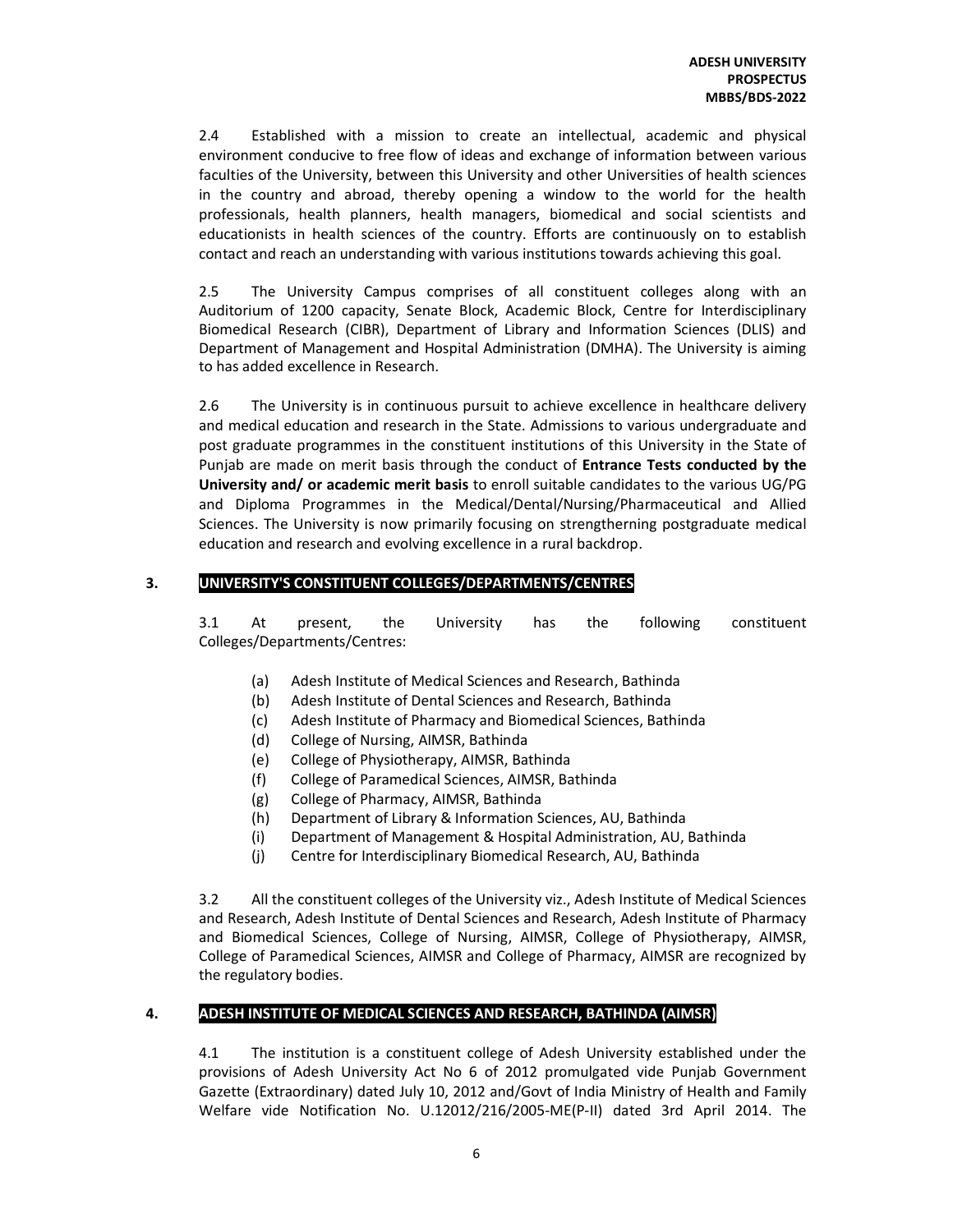2.4 Established with a mission to create an intellectual, academic and physical environment conducive to free flow of ideas and exchange of information between various faculties of the University, between this University and other Universities of health sciences in the country and abroad, thereby opening a window to the world for the health professionals, health planners, health managers, biomedical and social scientists and educationists in health sciences of the country. Efforts are continuously on to establish contact and reach an understanding with various institutions towards achieving this goal.

2.5 The University Campus comprises of all constituent colleges along with an Auditorium of 1200 capacity, Senate Block, Academic Block, Centre for Interdisciplinary Biomedical Research (CIBR), Department of Library and Information Sciences (DLIS) and Department of Management and Hospital Administration (DMHA). The University is aiming to has added excellence in Research.

2.6 The University is in continuous pursuit to achieve excellence in healthcare delivery and medical education and research in the State. Admissions to various undergraduate and post graduate programmes in the constituent institutions of this University in the State of Punjab are made on merit basis through the conduct of **Entrance Tests conducted by the University and/ or academic merit basis** to enroll suitable candidates to the various UG/PG and Diploma Programmes in the Medical/Dental/Nursing/Pharmaceutical and Allied Sciences. The University is now primarily focusing on strengthering postgraduate medical education and research and evolving excellence in a rural backdrop.

## 3. UNIVERSITY'S CONSTITUENT COLLEGES/DEPARTMENTS/CENTRES

3.1 At present, the University has the following constituent Colleges/Departments/Centres:

- (a) Adesh Institute of Medical Sciences and Research, Bathinda
- (b) Adesh Institute of Dental Sciences and Research, Bathinda
- (c) Adesh Institute of Pharmacy and Biomedical Sciences, Bathinda
- (d) College of Nursing, AIMSR, Bathinda
- (e) College of Physiotherapy, AIMSR, Bathinda
- (f) College of Paramedical Sciences, AIMSR, Bathinda
- (g) College of Pharmacy, AIMSR, Bathinda
- (h) Department of Library & Information Sciences, AU, Bathinda
- (i) Department of Management & Hospital Administration, AU, Bathinda
- (j) Centre for Interdisciplinary Biomedical Research, AU, Bathinda

3.2 All the constituent colleges of the University viz., Adesh Institute of Medical Sciences and Research, Adesh Institute of Dental Sciences and Research, Adesh Institute of Pharmacy and Biomedical Sciences, College of Nursing, AIMSR, College of Physiotherapy, AIMSR, College of Paramedical Sciences, AIMSR and College of Pharmacy, AIMSR are recognized by the regulatory bodies.

## 4. ADESH INSTITUTE OF MEDICAL SCIENCES AND RESEARCH, BATHINDA (AIMSR)

4.1 The institution is a constituent college of Adesh University established under the provisions of Adesh University Act No 6 of 2012 promulgated vide Punjab Government Gazette (Extraordinary) dated July 10, 2012 and/Govt of India Ministry of Health and Family Welfare vide Notification No. U.12012/216/2005-ME(P-II) dated 3rd April 2014. The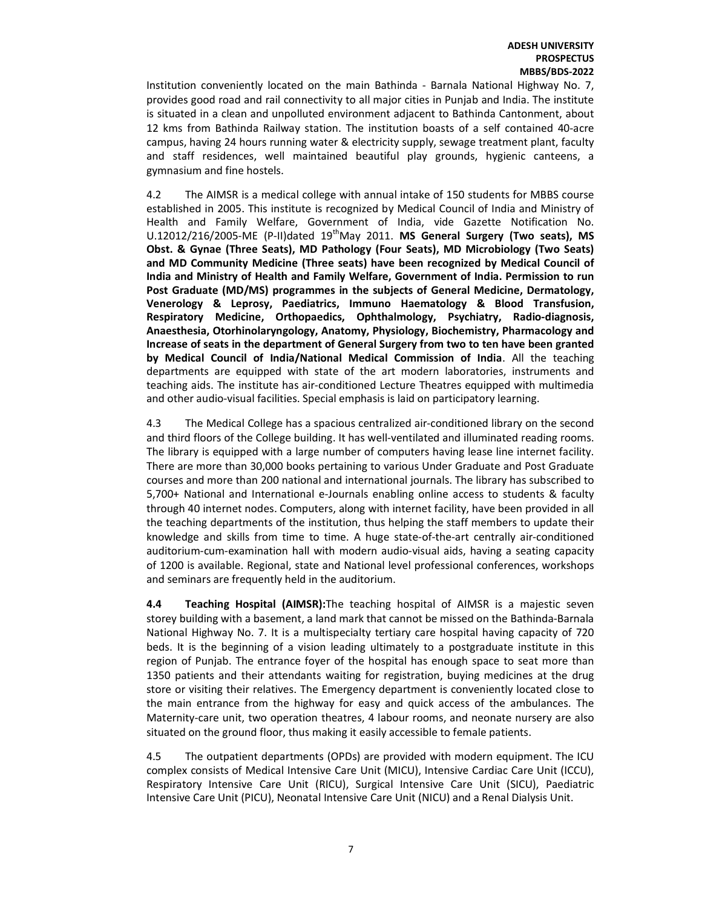Institution conveniently located on the main Bathinda - Barnala National Highway No. 7, provides good road and rail connectivity to all major cities in Punjab and India. The institute is situated in a clean and unpolluted environment adjacent to Bathinda Cantonment, about 12 kms from Bathinda Railway station. The institution boasts of a self contained 40-acre campus, having 24 hours running water & electricity supply, sewage treatment plant, faculty and staff residences, well maintained beautiful play grounds, hygienic canteens, a gymnasium and fine hostels.

4.2 The AIMSR is a medical college with annual intake of 150 students for MBBS course established in 2005. This institute is recognized by Medical Council of India and Ministry of Health and Family Welfare, Government of India, vide Gazette Notification No. U.12012/216/2005-ME (P-II)dated 19th May 2011. **MS General Surgery (Two seats), MS Obst. & Gynae (Three Seats), MD Pathology (Four Seats), MD Microbiology (Two Seats) and MD Community Medicine (Three seats) have been recognized by Medical Council of India and Ministry of Health and Family Welfare, Government of India. Permission to run Post Graduate (MD/MS) programmes in the subjects of General Medicine, Dermatology, Venerology & Leprosy, Paediatrics, Immuno Haematology & Blood Transfusion, Respiratory Medicine, Orthopaedics, Ophthalmology, Psychiatry, Radio-diagnosis, Anaesthesia, Otorhinolaryngology, Anatomy, Physiology, Biochemistry, Pharmacology and Increase of seats in the department of General Surgery from two to ten have been granted by Medical Council of India/National Medical Commission of India**. All the teaching departments are equipped with state of the art modern laboratories, instruments and teaching aids. The institute has air-conditioned Lecture Theatres equipped with multimedia and other audio-visual facilities. Special emphasis is laid on participatory learning.

4.3 The Medical College has a spacious centralized air-conditioned library on the second and third floors of the College building. It has well-ventilated and illuminated reading rooms. The library is equipped with a large number of computers having lease line internet facility. There are more than 30,000 books pertaining to various Under Graduate and Post Graduate courses and more than 200 national and international journals. The library has subscribed to 5,700+ National and International e-Journals enabling online access to students & faculty through 40 internet nodes. Computers, along with internet facility, have been provided in all the teaching departments of the institution, thus helping the staff members to update their knowledge and skills from time to time. A huge state-of-the-art centrally air-conditioned auditorium-cum-examination hall with modern audio-visual aids, having a seating capacity of 1200 is available. Regional, state and National level professional conferences, workshops and seminars are frequently held in the auditorium.

**4.4 Teaching Hospital (AIMSR):** The teaching hospital of AIMSR is a majestic seven storey building with a basement, a land mark that cannot be missed on the Bathinda-Barnala National Highway No. 7. It is a multispecialty tertiary care hospital having capacity of 720 beds. It is the beginning of a vision leading ultimately to a postgraduate institute in this region of Punjab. The entrance foyer of the hospital has enough space to seat more than 1350 patients and their attendants waiting for registration, buying medicines at the drug store or visiting their relatives. The Emergency department is conveniently located close to the main entrance from the highway for easy and quick access of the ambulances. The Maternity-care unit, two operation theatres, 4 labour rooms, and neonate nursery are also situated on the ground floor, thus making it easily accessible to female patients.

4.5 The outpatient departments (OPDs) are provided with modern equipment. The ICU complex consists of Medical Intensive Care Unit (MICU), Intensive Cardiac Care Unit (ICCU), Respiratory Intensive Care Unit (RICU), Surgical Intensive Care Unit (SICU), Paediatric Intensive Care Unit (PICU), Neonatal Intensive Care Unit (NICU) and a Renal Dialysis Unit.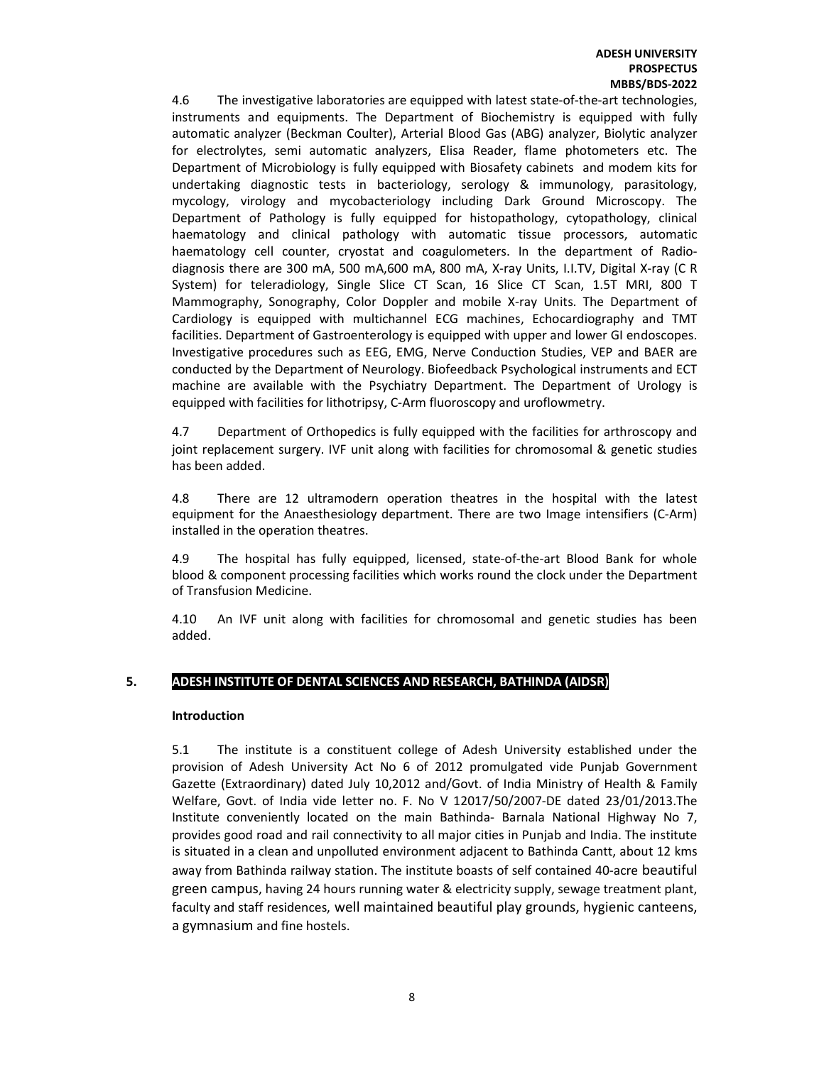4.6 The investigative laboratories are equipped with latest state-of-the-art technologies, instruments and equipments. The Department of Biochemistry is equipped with fully automatic analyzer (Beckman Coulter), Arterial Blood Gas (ABG) analyzer, Biolytic analyzer for electrolytes, semi automatic analyzers, Elisa Reader, flame photometers etc. The Department of Microbiology is fully equipped with Biosafety cabinets and modem kits for undertaking diagnostic tests in bacteriology, serology & immunology, parasitology, mycology, virology and mycobacteriology including Dark Ground Microscopy. The Department of Pathology is fully equipped for histopathology, cytopathology, clinical haematology and clinical pathology with automatic tissue processors, automatic haematology cell counter, cryostat and coagulometers. In the department of Radio-diagnosis there are 300 mA, 500 mA,600 mA, 800 mA, X-ray Units, I.I.TV, Digital X-ray (C R System) for teleradiology, Single Slice CT Scan, 16 Slice CT Scan, 1.5T MRI, 800 T Mammography, Sonography, Color Doppler and mobile X-ray Units. The Department of Cardiology is equipped with multichannel ECG machines, Echocardiography and TMT facilities. Department of Gastroenterology is equipped with upper and lower GI endoscopes. Investigative procedures such as EEG, EMG, Nerve Conduction Studies, VEP and BAER are conducted by the Department of Neurology. Biofeedback Psychological instruments and ECT machine are available with the Psychiatry Department. The Department of Urology is equipped with facilities for lithotripsy, C-Arm fluoroscopy and uroflowmetry.

4.7 Department of Orthopedics is fully equipped with the facilities for arthroscopy and joint replacement surgery. IVF unit along with facilities for chromosomal & genetic studies has been added.

4.8 There are 12 ultramodern operation theatres in the hospital with the latest equipment for the Anaesthesiology department. There are two Image intensifiers (C-Arm) installed in the operation theatres.

4.9 The hospital has fully equipped, licensed, state-of-the-art Blood Bank for whole blood & component processing facilities which works round the clock under the Department of Transfusion Medicine.

4.10 An IVF unit along with facilities for chromosomal and genetic studies has been added.

## 5. ADESH INSTITUTE OF DENTAL SCIENCES AND RESEARCH, BATHINDA (AIDSR)

**Introduction**

5.1 The institute is a constituent college of Adesh University established under the provision of Adesh University Act No 6 of 2012 promulgated vide Punjab Government Gazette (Extraordinary) dated July 10,2012 and/Govt. of India Ministry of Health & Family Welfare, Govt. of India vide letter no. F. No V 12017/50/2007-DE dated 23/01/2013.The Institute conveniently located on the main Bathinda- Barnala National Highway No 7, provides good road and rail connectivity to all major cities in Punjab and India. The institute is situated in a clean and unpolluted environment adjacent to Bathinda Cantt, about 12 kms away from Bathinda railway station. The institute boasts of self contained 40-acre beautiful green campus, having 24 hours running water & electricity supply, sewage treatment plant, faculty and staff residences, well maintained beautiful play grounds, hygienic canteens, a gymnasium and fine hostels.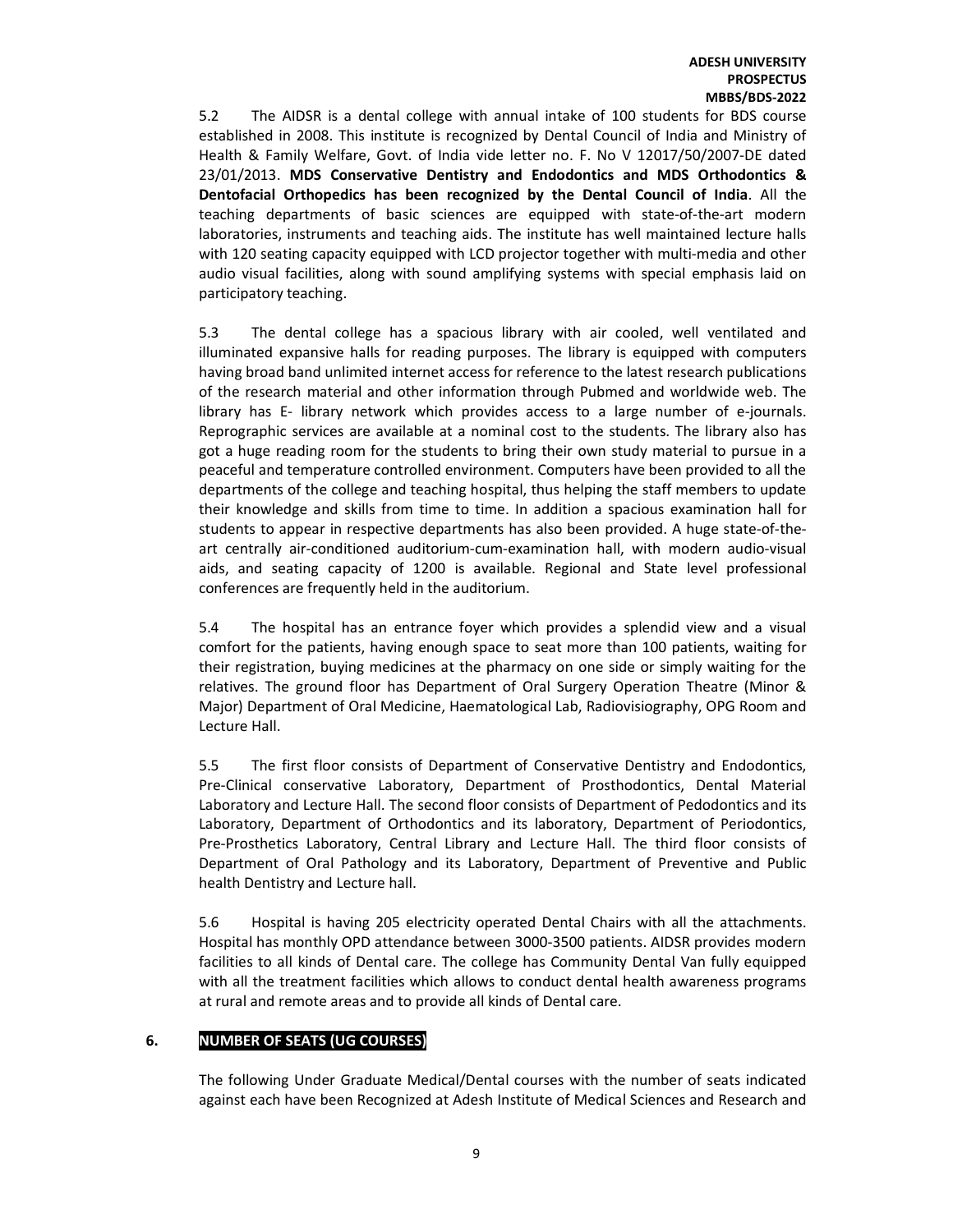5.2 The AIDSR is a dental college with annual intake of 100 students for BDS course established in 2008. This institute is recognized by Dental Council of India and Ministry of Health & Family Welfare, Govt. of India vide letter no. F. No V 12017/50/2007-DE dated 23/01/2013. **MDS Conservative Dentistry and Endodontics and MDS Orthodontics & Dentofacial Orthopedics has been recognized by the Dental Council of India**. All the teaching departments of basic sciences are equipped with state-of-the-art modern laboratories, instruments and teaching aids. The institute has well maintained lecture halls with 120 seating capacity equipped with LCD projector together with multi-media and other audio visual facilities, along with sound amplifying systems with special emphasis laid on participatory teaching.

5.3 The dental college has a spacious library with air cooled, well ventilated and illuminated expansive halls for reading purposes. The library is equipped with computers having broad band unlimited internet access for reference to the latest research publications of the research material and other information through Pubmed and worldwide web. The library has E- library network which provides access to a large number of e-journals. Reprographic services are available at a nominal cost to the students. The library also has got a huge reading room for the students to bring their own study material to pursue in a peaceful and temperature controlled environment. Computers have been provided to all the departments of the college and teaching hospital, thus helping the staff members to update their knowledge and skills from time to time. In addition a spacious examination hall for students to appear in respective departments has also been provided. A huge state-of-the-art centrally air-conditioned auditorium-cum-examination hall, with modern audio-visual aids, and seating capacity of 1200 is available. Regional and State level professional conferences are frequently held in the auditorium.

5.4 The hospital has an entrance foyer which provides a splendid view and a visual comfort for the patients, having enough space to seat more than 100 patients, waiting for their registration, buying medicines at the pharmacy on one side or simply waiting for the relatives. The ground floor has Department of Oral Surgery Operation Theatre (Minor & Major) Department of Oral Medicine, Haematological Lab, Radiovisiography, OPG Room and Lecture Hall.

5.5 The first floor consists of Department of Conservative Dentistry and Endodontics, Pre-Clinical conservative Laboratory, Department of Prosthodontics, Dental Material Laboratory and Lecture Hall. The second floor consists of Department of Pedodontics and its Laboratory, Department of Orthodontics and its laboratory, Department of Periodontics, Pre-Prosthetics Laboratory, Central Library and Lecture Hall. The third floor consists of Department of Oral Pathology and its Laboratory, Department of Preventive and Public health Dentistry and Lecture hall.

5.6 Hospital is having 205 electricity operated Dental Chairs with all the attachments. Hospital has monthly OPD attendance between 3000-3500 patients. AIDSR provides modern facilities to all kinds of Dental care. The college has Community Dental Van fully equipped with all the treatment facilities which allows to conduct dental health awareness programs at rural and remote areas and to provide all kinds of Dental care.

## 6. NUMBER OF SEATS (UG COURSES)

The following Under Graduate Medical/Dental courses with the number of seats indicated against each have been Recognized at Adesh Institute of Medical Sciences and Research and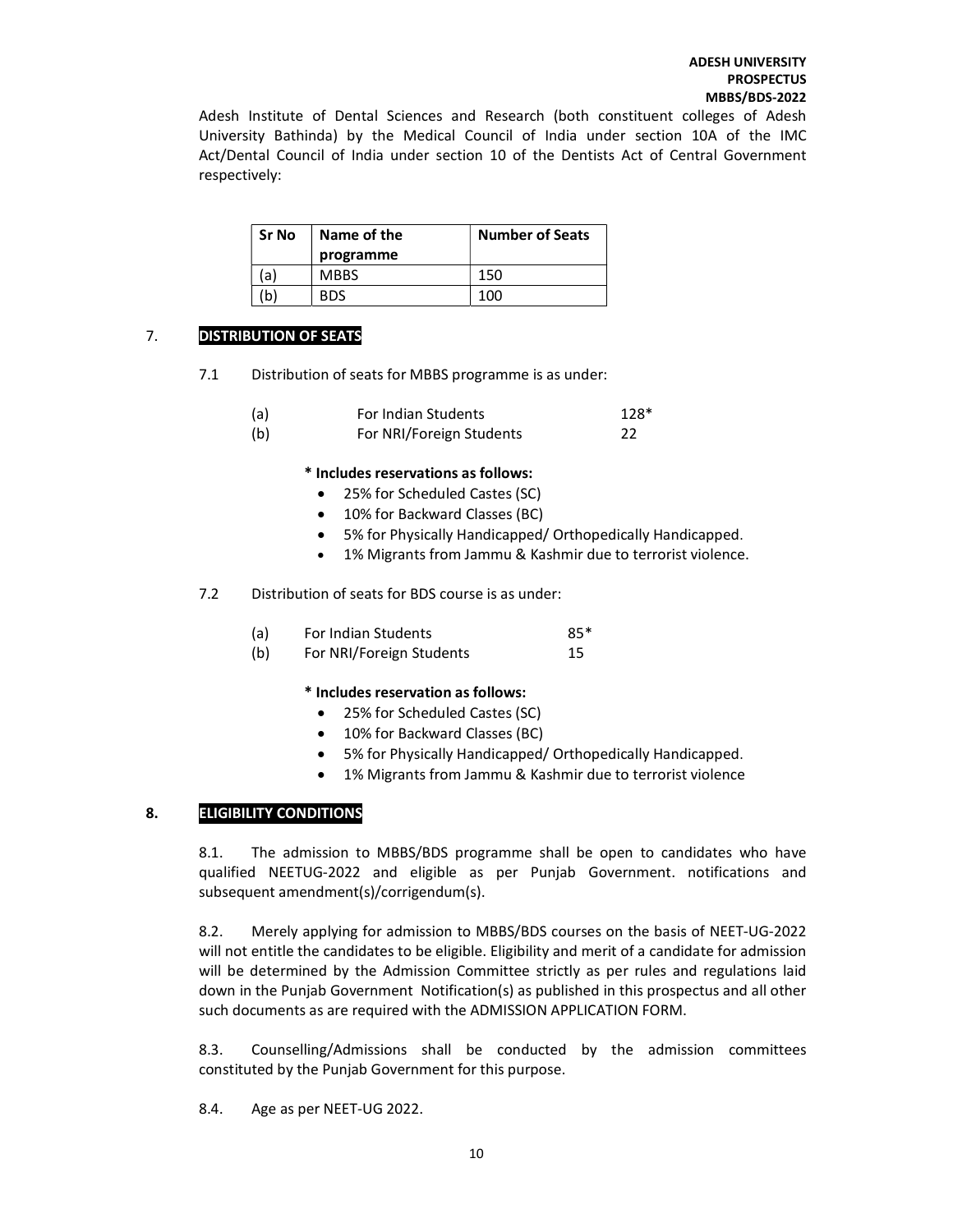Adesh Institute of Dental Sciences and Research (both constituent colleges of Adesh University Bathinda) by the Medical Council of India under section 10A of the IMC Act/Dental Council of India under section 10 of the Dentists Act of Central Government respectively:

| Sr No | Name of the programme | Number of Seats |
|---|---|---|
| (a) | MBBS | 150 |
| (b) | BDS | 100 |

## 7. DISTRIBUTION OF SEATS

7.1 Distribution of seats for MBBS programme is as under:

| | | |
|---|---|---|
| (a) | For Indian Students | 128* |
| (b) | For NRI/Foreign Students | 22 |

**\* Includes reservations as follows:**

- 25% for Scheduled Castes (SC)
- 10% for Backward Classes (BC)
- 5% for Physically Handicapped/ Orthopedically Handicapped.
- 1% Migrants from Jammu & Kashmir due to terrorist violence.

7.2 Distribution of seats for BDS course is as under:

| | | |
|---|---|---|
| (a) | For Indian Students | 85* |
| (b) | For NRI/Foreign Students | 15 |

**\* Includes reservation as follows:**

- 25% for Scheduled Castes (SC)
- 10% for Backward Classes (BC)
- 5% for Physically Handicapped/ Orthopedically Handicapped.
- 1% Migrants from Jammu & Kashmir due to terrorist violence

## 8. ELIGIBILITY CONDITIONS

8.1. The admission to MBBS/BDS programme shall be open to candidates who have qualified NEETUG-2022 and eligible as per Punjab Government. notifications and subsequent amendment(s)/corrigendum(s).

8.2. Merely applying for admission to MBBS/BDS courses on the basis of NEET-UG-2022 will not entitle the candidates to be eligible. Eligibility and merit of a candidate for admission will be determined by the Admission Committee strictly as per rules and regulations laid down in the Punjab Government Notification(s) as published in this prospectus and all other such documents as are required with the ADMISSION APPLICATION FORM.

8.3. Counselling/Admissions shall be conducted by the admission committees constituted by the Punjab Government for this purpose.

8.4. Age as per NEET-UG 2022.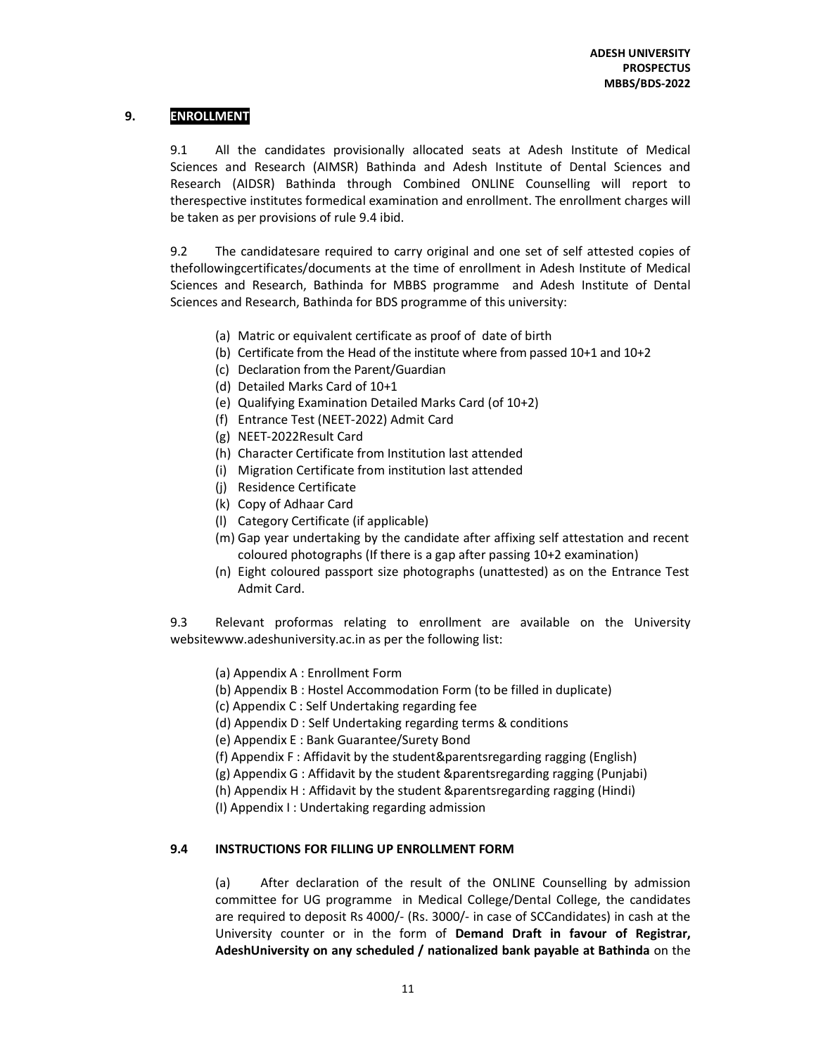## 9. ENROLLMENT

9.1 All the candidates provisionally allocated seats at Adesh Institute of Medical Sciences and Research (AIMSR) Bathinda and Adesh Institute of Dental Sciences and Research (AIDSR) Bathinda through Combined ONLINE Counselling will report to therespective institutes formedical examination and enrollment. The enrollment charges will be taken as per provisions of rule 9.4 ibid.

9.2 The candidatesare required to carry original and one set of self attested copies of thefollowingcertificates/documents at the time of enrollment in Adesh Institute of Medical Sciences and Research, Bathinda for MBBS programme and Adesh Institute of Dental Sciences and Research, Bathinda for BDS programme of this university:

- (a) Matric or equivalent certificate as proof of date of birth
- (b) Certificate from the Head of the institute where from passed 10+1 and 10+2
- (c) Declaration from the Parent/Guardian
- (d) Detailed Marks Card of 10+1
- (e) Qualifying Examination Detailed Marks Card (of 10+2)
- (f) Entrance Test (NEET-2022) Admit Card
- (g) NEET-2022Result Card
- (h) Character Certificate from Institution last attended
- (i) Migration Certificate from institution last attended
- (j) Residence Certificate
- (k) Copy of Adhaar Card
- (l) Category Certificate (if applicable)
- (m) Gap year undertaking by the candidate after affixing self attestation and recent coloured photographs (If there is a gap after passing 10+2 examination)
- (n) Eight coloured passport size photographs (unattested) as on the Entrance Test Admit Card.

9.3 Relevant proformas relating to enrollment are available on the University websitewww.adeshuniversity.ac.in as per the following list:

- (a) Appendix A : Enrollment Form
- (b) Appendix B : Hostel Accommodation Form (to be filled in duplicate)
- (c) Appendix C : Self Undertaking regarding fee
- (d) Appendix D : Self Undertaking regarding terms & conditions
- (e) Appendix E : Bank Guarantee/Surety Bond
- (f) Appendix F : Affidavit by the student&parentsregarding ragging (English)
- (g) Appendix G : Affidavit by the student &parentsregarding ragging (Punjabi)
- (h) Appendix H : Affidavit by the student &parentsregarding ragging (Hindi)
- (I) Appendix I : Undertaking regarding admission

### 9.4 INSTRUCTIONS FOR FILLING UP ENROLLMENT FORM

(a) After declaration of the result of the ONLINE Counselling by admission committee for UG programme in Medical College/Dental College, the candidates are required to deposit Rs 4000/- (Rs. 3000/- in case of SCCandidates) in cash at the University counter or in the form of **Demand Draft in favour of Registrar, AdeshUniversity on any scheduled / nationalized bank payable at Bathinda** on the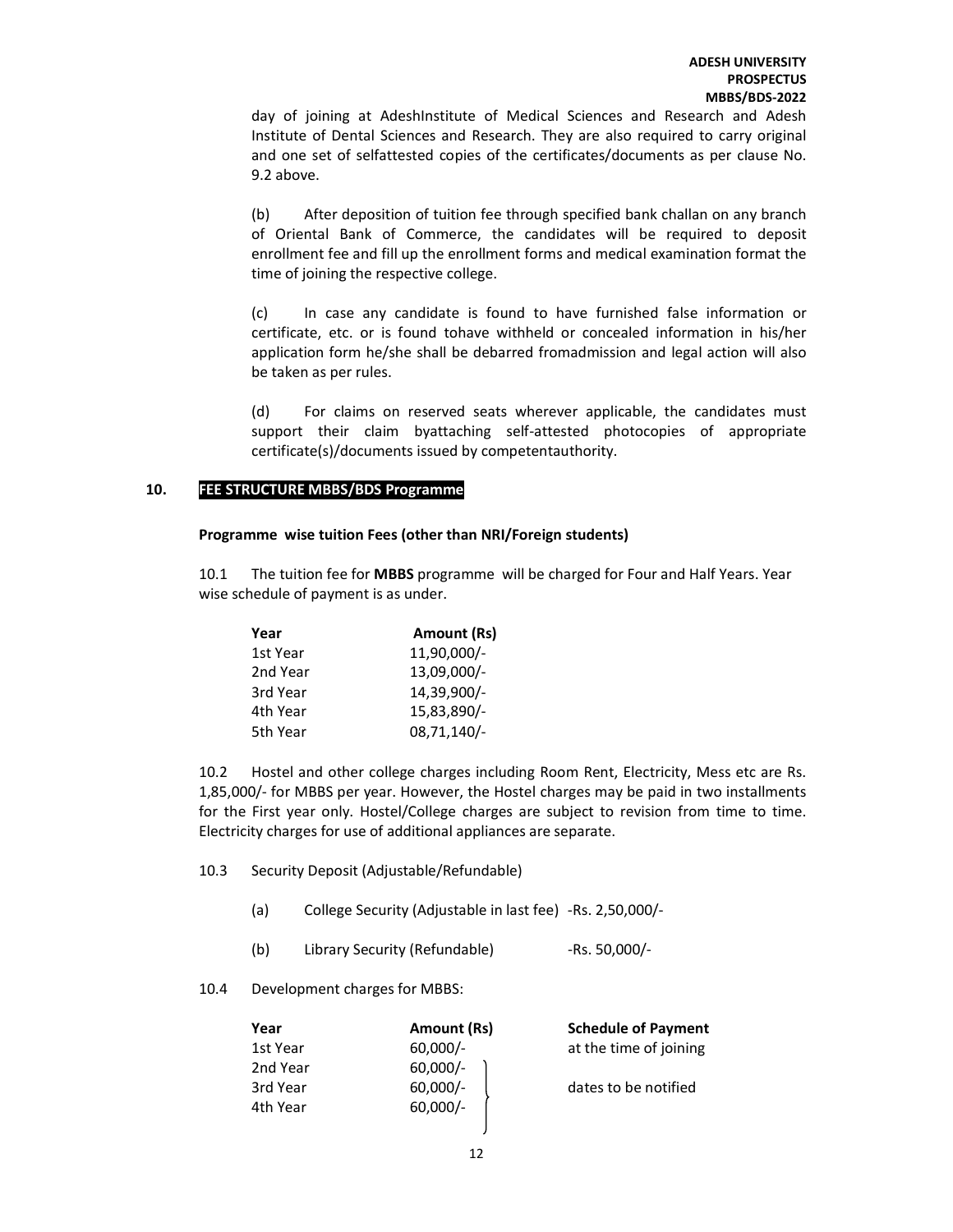day of joining at AdeshInstitute of Medical Sciences and Research and Adesh Institute of Dental Sciences and Research. They are also required to carry original and one set of selfattested copies of the certificates/documents as per clause No. 9.2 above.

(b) After deposition of tuition fee through specified bank challan on any branch of Oriental Bank of Commerce, the candidates will be required to deposit enrollment fee and fill up the enrollment forms and medical examination format the time of joining the respective college.

(c) In case any candidate is found to have furnished false information or certificate, etc. or is found tohave withheld or concealed information in his/her application form he/she shall be debarred fromadmission and legal action will also be taken as per rules.

(d) For claims on reserved seats wherever applicable, the candidates must support their claim byattaching self-attested photocopies of appropriate certificate(s)/documents issued by competentauthority.

## 10. FEE STRUCTURE MBBS/BDS Programme

**Programme wise tuition Fees (other than NRI/Foreign students)**

10.1 The tuition fee for **MBBS** programme will be charged for Four and Half Years. Year wise schedule of payment is as under.

| Year | Amount (Rs) |
|---|---|
| 1st Year | 11,90,000/- |
| 2nd Year | 13,09,000/- |
| 3rd Year | 14,39,900/- |
| 4th Year | 15,83,890/- |
| 5th Year | 08,71,140/- |

10.2 Hostel and other college charges including Room Rent, Electricity, Mess etc are Rs. 1,85,000/- for MBBS per year. However, the Hostel charges may be paid in two installments for the First year only. Hostel/College charges are subject to revision from time to time. Electricity charges for use of additional appliances are separate.

10.3 Security Deposit (Adjustable/Refundable)

(a) College Security (Adjustable in last fee) -Rs. 2,50,000/-

(b) Library Security (Refundable) -Rs. 50,000/-

10.4 Development charges for MBBS:

| Year | Amount (Rs) | Schedule of Payment |
|---|---|---|
| 1st Year | 60,000/- | at the time of joining |
| 2nd Year | 60,000/- | dates to be notified |
| 3rd Year | 60,000/- | |
| 4th Year | 60,000/- | |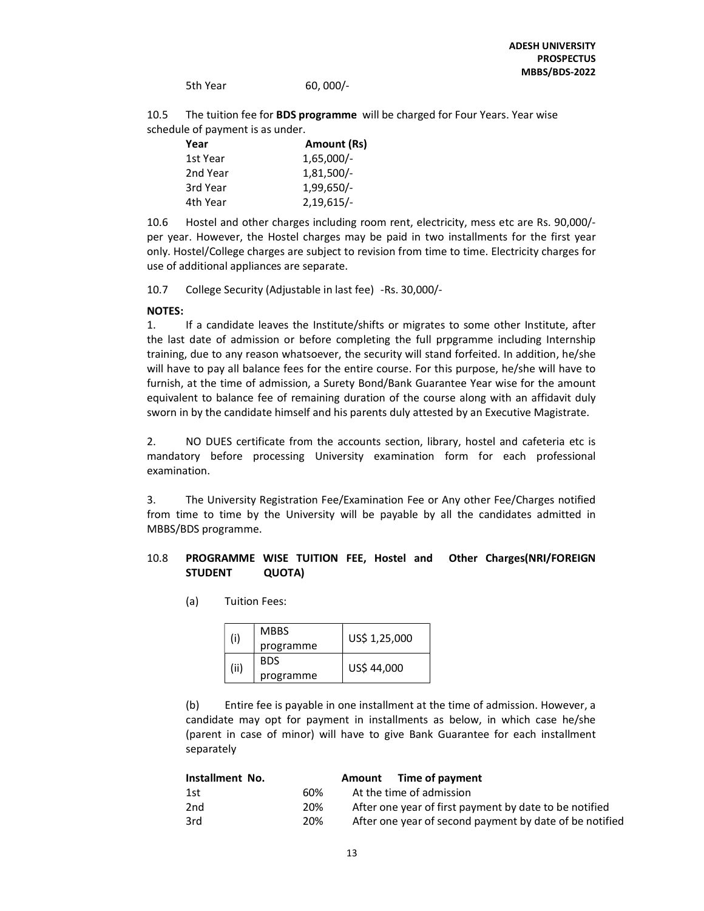5th Year 60, 000/-

10.5 The tuition fee for **BDS programme** will be charged for Four Years. Year wise schedule of payment is as under.

| Year | Amount (Rs) |
|---|---|
| 1st Year | 1,65,000/- |
| 2nd Year | 1,81,500/- |
| 3rd Year | 1,99,650/- |
| 4th Year | 2,19,615/- |

10.6 Hostel and other charges including room rent, electricity, mess etc are Rs. 90,000/- per year. However, the Hostel charges may be paid in two installments for the first year only. Hostel/College charges are subject to revision from time to time. Electricity charges for use of additional appliances are separate.

10.7 College Security (Adjustable in last fee) -Rs. 30,000/-

**NOTES:**

1. If a candidate leaves the Institute/shifts or migrates to some other Institute, after the last date of admission or before completing the full prpgramme including Internship training, due to any reason whatsoever, the security will stand forfeited. In addition, he/she will have to pay all balance fees for the entire course. For this purpose, he/she will have to furnish, at the time of admission, a Surety Bond/Bank Guarantee Year wise for the amount equivalent to balance fee of remaining duration of the course along with an affidavit duly sworn in by the candidate himself and his parents duly attested by an Executive Magistrate.

2. NO DUES certificate from the accounts section, library, hostel and cafeteria etc is mandatory before processing University examination form for each professional examination.

3. The University Registration Fee/Examination Fee or Any other Fee/Charges notified from time to time by the University will be payable by all the candidates admitted in MBBS/BDS programme.

10.8 **PROGRAMME WISE TUITION FEE, Hostel and Other Charges(NRI/FOREIGN STUDENT QUOTA)**

(a) Tuition Fees:

| | | |
|---|---|---|
| (i) | MBBS programme | US$ 1,25,000 |
| (ii) | BDS programme | US$ 44,000 |

(b) Entire fee is payable in one installment at the time of admission. However, a candidate may opt for payment in installments as below, in which case he/she (parent in case of minor) will have to give Bank Guarantee for each installment separately

| Installment No. | Amount | Time of payment |
|---|---|---|
| 1st | 60% | At the time of admission |
| 2nd | 20% | After one year of first payment by date to be notified |
| 3rd | 20% | After one year of second payment by date of be notified |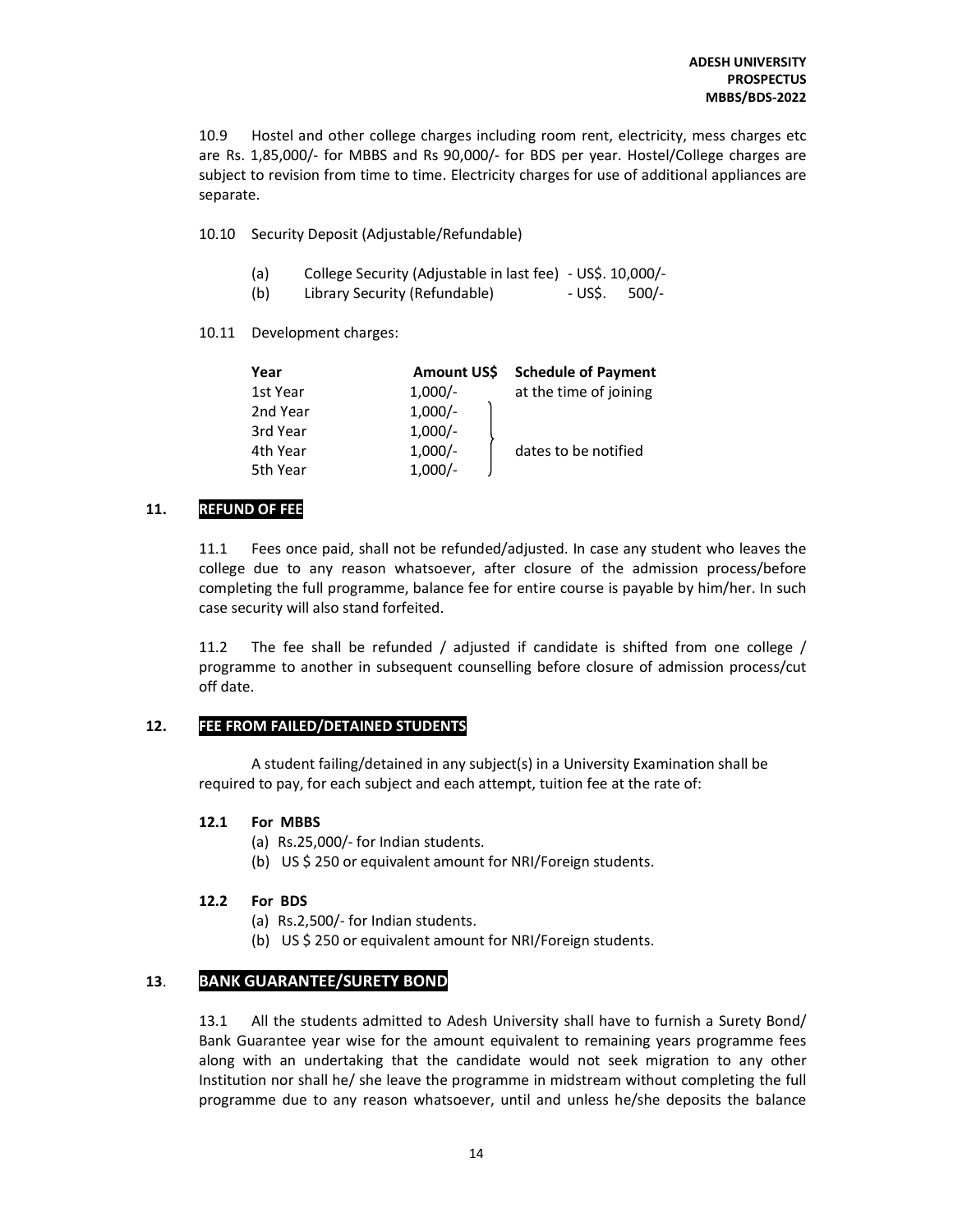10.9 Hostel and other college charges including room rent, electricity, mess charges etc are Rs. 1,85,000/- for MBBS and Rs 90,000/- for BDS per year. Hostel/College charges are subject to revision from time to time. Electricity charges for use of additional appliances are separate.

10.10 Security Deposit (Adjustable/Refundable)

(a) College Security (Adjustable in last fee) - US$. 10,000/-
(b) Library Security (Refundable) - US$. 500/-

10.11 Development charges:

| Year | Amount US$ | Schedule of Payment |
|---|---|---|
| 1st Year | 1,000/- | at the time of joining |
| 2nd Year | 1,000/- | dates to be notified |
| 3rd Year | 1,000/- | |
| 4th Year | 1,000/- | |
| 5th Year | 1,000/- | |

## 11. REFUND OF FEE

11.1 Fees once paid, shall not be refunded/adjusted. In case any student who leaves the college due to any reason whatsoever, after closure of the admission process/before completing the full programme, balance fee for entire course is payable by him/her. In such case security will also stand forfeited.

11.2 The fee shall be refunded / adjusted if candidate is shifted from one college / programme to another in subsequent counselling before closure of admission process/cut off date.

## 12. FEE FROM FAILED/DETAINED STUDENTS

A student failing/detained in any subject(s) in a University Examination shall be required to pay, for each subject and each attempt, tuition fee at the rate of:

**12.1 For MBBS**

(a) Rs.25,000/- for Indian students.
(b) US $ 250 or equivalent amount for NRI/Foreign students.

**12.2 For BDS**

(a) Rs.2,500/- for Indian students.
(b) US $ 250 or equivalent amount for NRI/Foreign students.

## 13. BANK GUARANTEE/SURETY BOND

13.1 All the students admitted to Adesh University shall have to furnish a Surety Bond/ Bank Guarantee year wise for the amount equivalent to remaining years programme fees along with an undertaking that the candidate would not seek migration to any other Institution nor shall he/ she leave the programme in midstream without completing the full programme due to any reason whatsoever, until and unless he/she deposits the balance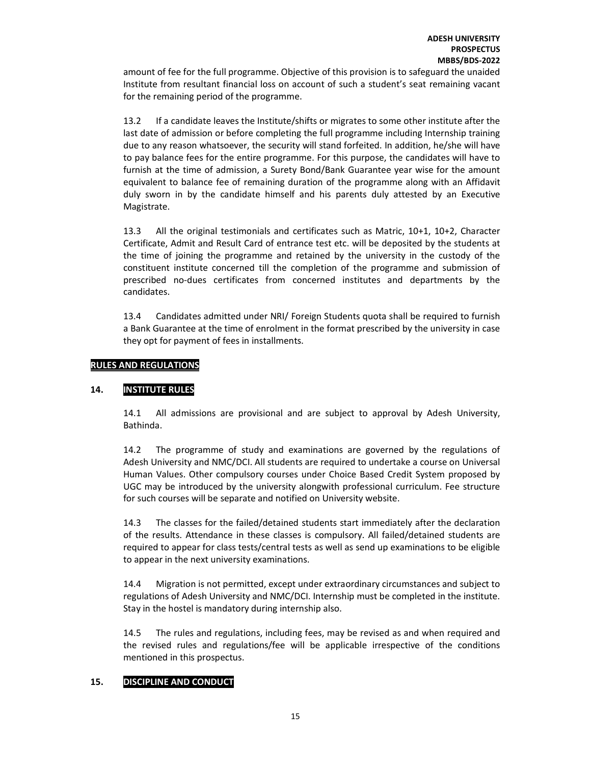amount of fee for the full programme. Objective of this provision is to safeguard the unaided Institute from resultant financial loss on account of such a student's seat remaining vacant for the remaining period of the programme.

13.2 If a candidate leaves the Institute/shifts or migrates to some other institute after the last date of admission or before completing the full programme including Internship training due to any reason whatsoever, the security will stand forfeited. In addition, he/she will have to pay balance fees for the entire programme. For this purpose, the candidates will have to furnish at the time of admission, a Surety Bond/Bank Guarantee year wise for the amount equivalent to balance fee of remaining duration of the programme along with an Affidavit duly sworn in by the candidate himself and his parents duly attested by an Executive Magistrate.

13.3 All the original testimonials and certificates such as Matric, 10+1, 10+2, Character Certificate, Admit and Result Card of entrance test etc. will be deposited by the students at the time of joining the programme and retained by the university in the custody of the constituent institute concerned till the completion of the programme and submission of prescribed no-dues certificates from concerned institutes and departments by the candidates.

13.4 Candidates admitted under NRI/ Foreign Students quota shall be required to furnish a Bank Guarantee at the time of enrolment in the format prescribed by the university in case they opt for payment of fees in installments.

## RULES AND REGULATIONS

## 14. INSTITUTE RULES

14.1 All admissions are provisional and are subject to approval by Adesh University, Bathinda.

14.2 The programme of study and examinations are governed by the regulations of Adesh University and NMC/DCI. All students are required to undertake a course on Universal Human Values. Other compulsory courses under Choice Based Credit System proposed by UGC may be introduced by the university alongwith professional curriculum. Fee structure for such courses will be separate and notified on University website.

14.3 The classes for the failed/detained students start immediately after the declaration of the results. Attendance in these classes is compulsory. All failed/detained students are required to appear for class tests/central tests as well as send up examinations to be eligible to appear in the next university examinations.

14.4 Migration is not permitted, except under extraordinary circumstances and subject to regulations of Adesh University and NMC/DCI. Internship must be completed in the institute. Stay in the hostel is mandatory during internship also.

14.5 The rules and regulations, including fees, may be revised as and when required and the revised rules and regulations/fee will be applicable irrespective of the conditions mentioned in this prospectus.

## 15. DISCIPLINE AND CONDUCT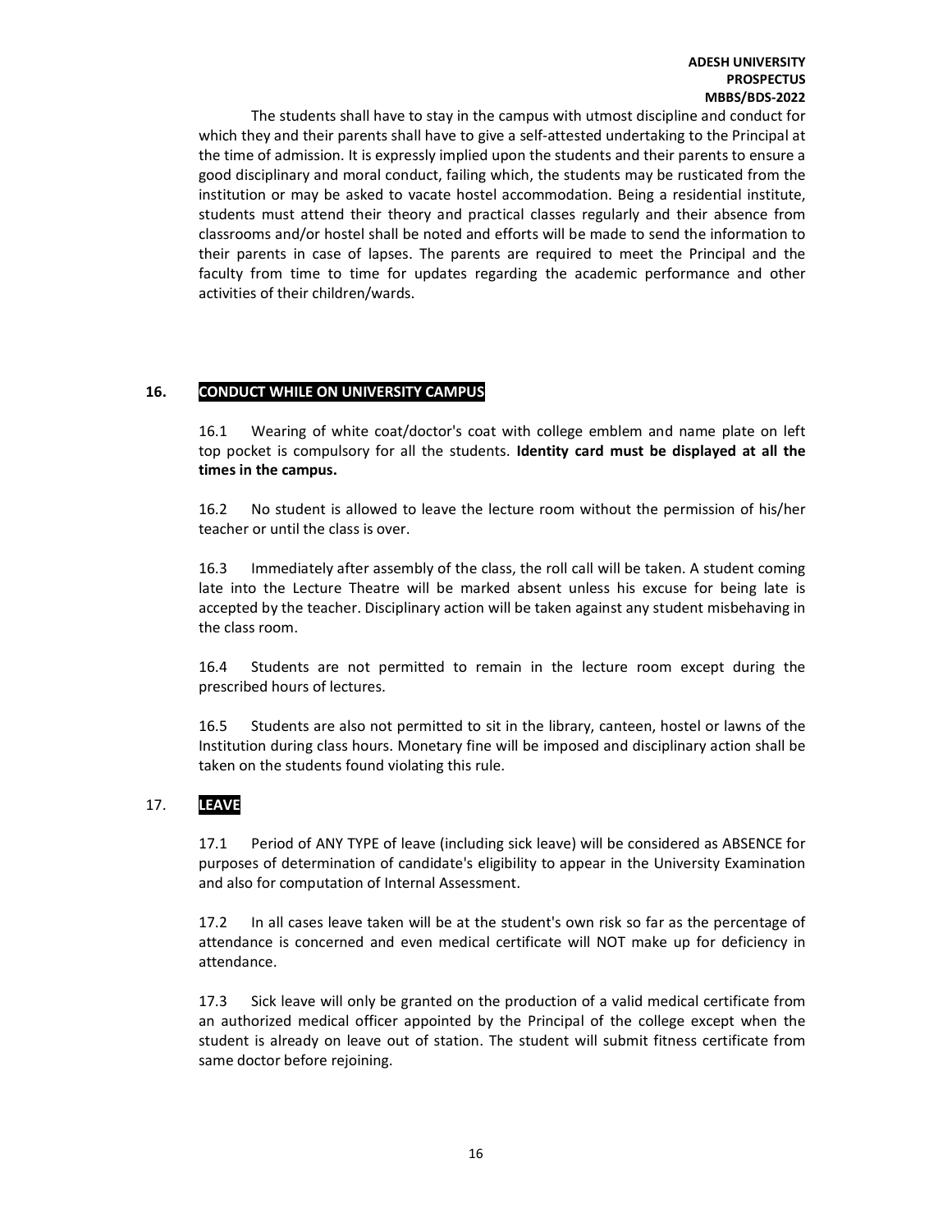The students shall have to stay in the campus with utmost discipline and conduct for which they and their parents shall have to give a self-attested undertaking to the Principal at the time of admission. It is expressly implied upon the students and their parents to ensure a good disciplinary and moral conduct, failing which, the students may be rusticated from the institution or may be asked to vacate hostel accommodation. Being a residential institute, students must attend their theory and practical classes regularly and their absence from classrooms and/or hostel shall be noted and efforts will be made to send the information to their parents in case of lapses. The parents are required to meet the Principal and the faculty from time to time for updates regarding the academic performance and other activities of their children/wards.

## 16. CONDUCT WHILE ON UNIVERSITY CAMPUS

16.1 Wearing of white coat/doctor's coat with college emblem and name plate on left top pocket is compulsory for all the students. **Identity card must be displayed at all the times in the campus.**

16.2 No student is allowed to leave the lecture room without the permission of his/her teacher or until the class is over.

16.3 Immediately after assembly of the class, the roll call will be taken. A student coming late into the Lecture Theatre will be marked absent unless his excuse for being late is accepted by the teacher. Disciplinary action will be taken against any student misbehaving in the class room.

16.4 Students are not permitted to remain in the lecture room except during the prescribed hours of lectures.

16.5 Students are also not permitted to sit in the library, canteen, hostel or lawns of the Institution during class hours. Monetary fine will be imposed and disciplinary action shall be taken on the students found violating this rule.

## 17. LEAVE

17.1 Period of ANY TYPE of leave (including sick leave) will be considered as ABSENCE for purposes of determination of candidate's eligibility to appear in the University Examination and also for computation of Internal Assessment.

17.2 In all cases leave taken will be at the student's own risk so far as the percentage of attendance is concerned and even medical certificate will NOT make up for deficiency in attendance.

17.3 Sick leave will only be granted on the production of a valid medical certificate from an authorized medical officer appointed by the Principal of the college except when the student is already on leave out of station. The student will submit fitness certificate from same doctor before rejoining.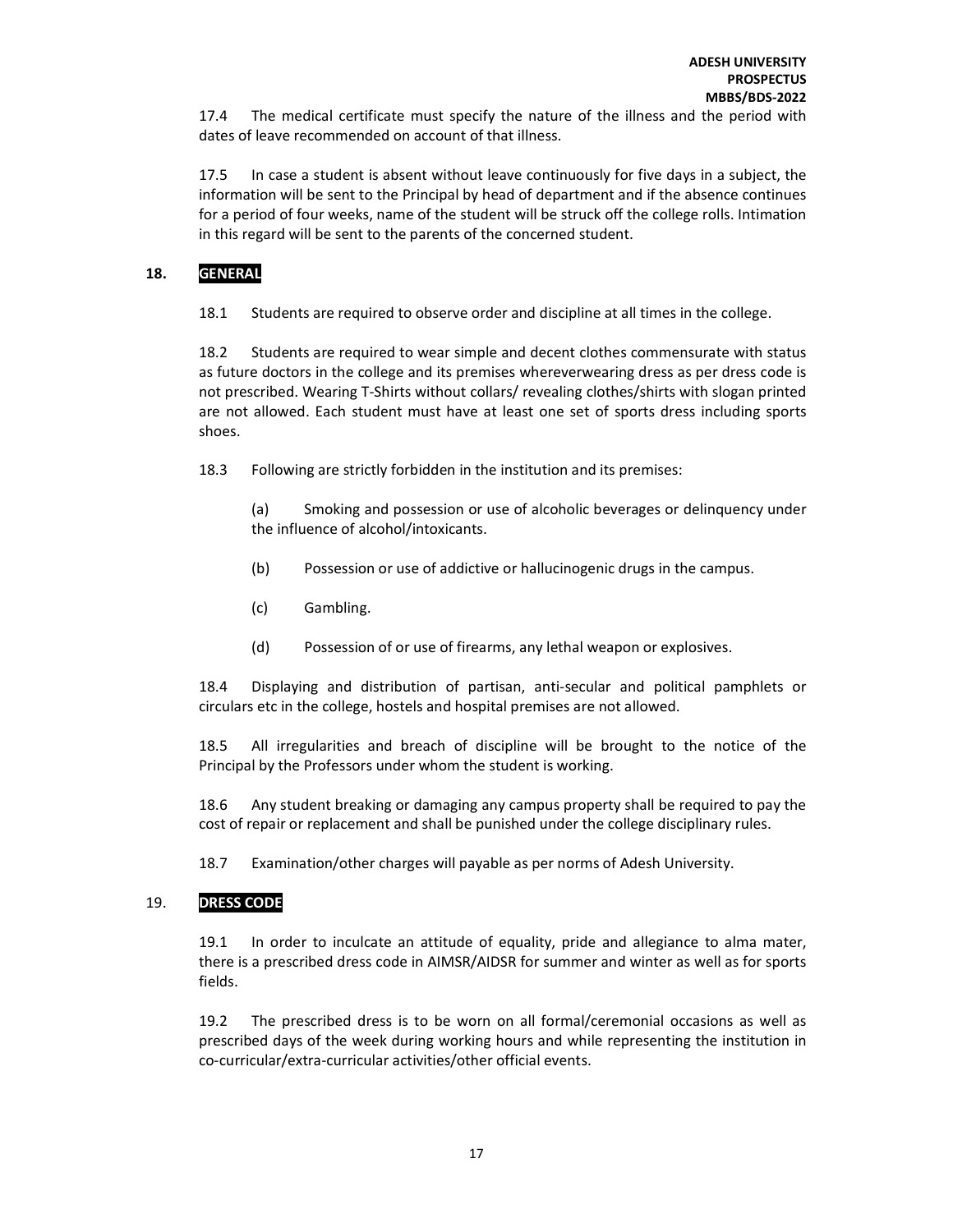17.4 The medical certificate must specify the nature of the illness and the period with dates of leave recommended on account of that illness.

17.5 In case a student is absent without leave continuously for five days in a subject, the information will be sent to the Principal by head of department and if the absence continues for a period of four weeks, name of the student will be struck off the college rolls. Intimation in this regard will be sent to the parents of the concerned student.

## 18. GENERAL

18.1 Students are required to observe order and discipline at all times in the college.

18.2 Students are required to wear simple and decent clothes commensurate with status as future doctors in the college and its premises whereverwearing dress as per dress code is not prescribed. Wearing T-Shirts without collars/ revealing clothes/shirts with slogan printed are not allowed. Each student must have at least one set of sports dress including sports shoes.

18.3 Following are strictly forbidden in the institution and its premises:

(a) Smoking and possession or use of alcoholic beverages or delinquency under the influence of alcohol/intoxicants.

(b) Possession or use of addictive or hallucinogenic drugs in the campus.

(c) Gambling.

(d) Possession of or use of firearms, any lethal weapon or explosives.

18.4 Displaying and distribution of partisan, anti-secular and political pamphlets or circulars etc in the college, hostels and hospital premises are not allowed.

18.5 All irregularities and breach of discipline will be brought to the notice of the Principal by the Professors under whom the student is working.

18.6 Any student breaking or damaging any campus property shall be required to pay the cost of repair or replacement and shall be punished under the college disciplinary rules.

18.7 Examination/other charges will payable as per norms of Adesh University.

## 19. DRESS CODE

19.1 In order to inculcate an attitude of equality, pride and allegiance to alma mater, there is a prescribed dress code in AIMSR/AIDSR for summer and winter as well as for sports fields.

19.2 The prescribed dress is to be worn on all formal/ceremonial occasions as well as prescribed days of the week during working hours and while representing the institution in co-curricular/extra-curricular activities/other official events.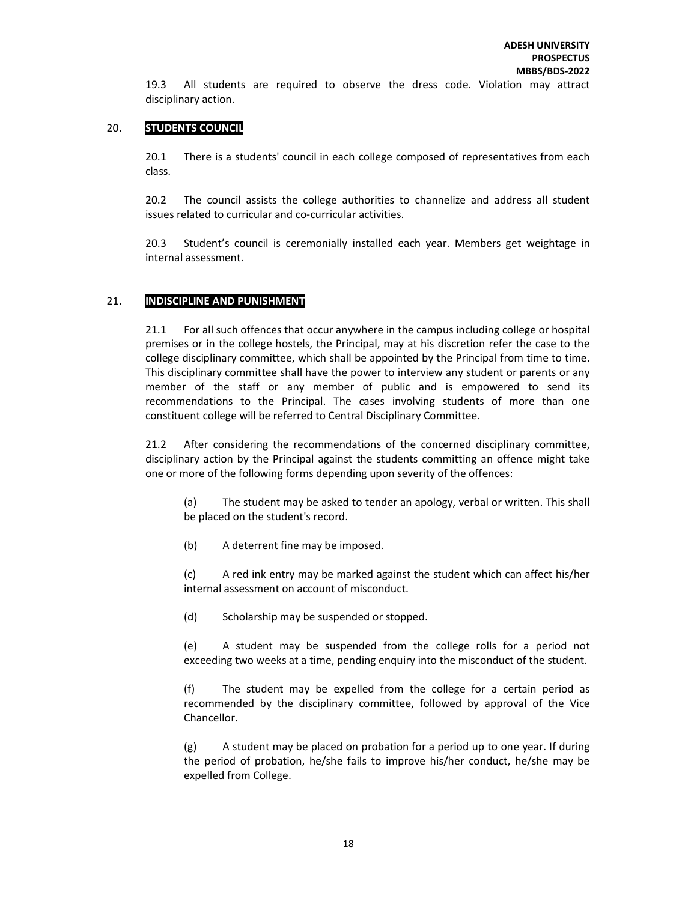19.3 All students are required to observe the dress code. Violation may attract disciplinary action.

## 20. STUDENTS COUNCIL

20.1 There is a students' council in each college composed of representatives from each class.

20.2 The council assists the college authorities to channelize and address all student issues related to curricular and co-curricular activities.

20.3 Student's council is ceremonially installed each year. Members get weightage in internal assessment.

## 21. INDISCIPLINE AND PUNISHMENT

21.1 For all such offences that occur anywhere in the campus including college or hospital premises or in the college hostels, the Principal, may at his discretion refer the case to the college disciplinary committee, which shall be appointed by the Principal from time to time. This disciplinary committee shall have the power to interview any student or parents or any member of the staff or any member of public and is empowered to send its recommendations to the Principal. The cases involving students of more than one constituent college will be referred to Central Disciplinary Committee.

21.2 After considering the recommendations of the concerned disciplinary committee, disciplinary action by the Principal against the students committing an offence might take one or more of the following forms depending upon severity of the offences:

(a) The student may be asked to tender an apology, verbal or written. This shall be placed on the student's record.

(b) A deterrent fine may be imposed.

(c) A red ink entry may be marked against the student which can affect his/her internal assessment on account of misconduct.

(d) Scholarship may be suspended or stopped.

(e) A student may be suspended from the college rolls for a period not exceeding two weeks at a time, pending enquiry into the misconduct of the student.

(f) The student may be expelled from the college for a certain period as recommended by the disciplinary committee, followed by approval of the Vice Chancellor.

(g) A student may be placed on probation for a period up to one year. If during the period of probation, he/she fails to improve his/her conduct, he/she may be expelled from College.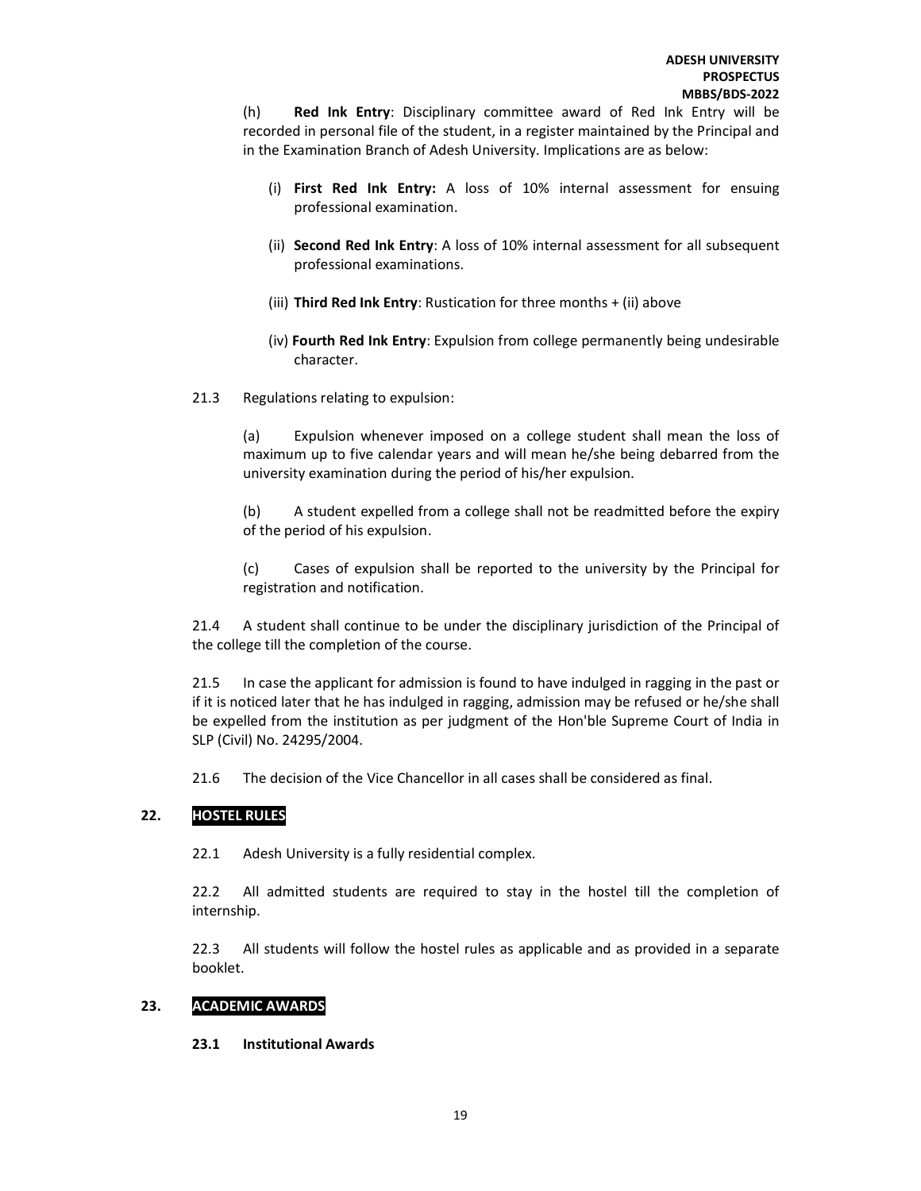(h) **Red Ink Entry**: Disciplinary committee award of Red Ink Entry will be recorded in personal file of the student, in a register maintained by the Principal and in the Examination Branch of Adesh University. Implications are as below:

(i) **First Red Ink Entry:** A loss of 10% internal assessment for ensuing professional examination.

(ii) **Second Red Ink Entry**: A loss of 10% internal assessment for all subsequent professional examinations.

(iii) **Third Red Ink Entry**: Rustication for three months + (ii) above

(iv) **Fourth Red Ink Entry**: Expulsion from college permanently being undesirable character.

21.3 Regulations relating to expulsion:

(a) Expulsion whenever imposed on a college student shall mean the loss of maximum up to five calendar years and will mean he/she being debarred from the university examination during the period of his/her expulsion.

(b) A student expelled from a college shall not be readmitted before the expiry of the period of his expulsion.

(c) Cases of expulsion shall be reported to the university by the Principal for registration and notification.

21.4 A student shall continue to be under the disciplinary jurisdiction of the Principal of the college till the completion of the course.

21.5 In case the applicant for admission is found to have indulged in ragging in the past or if it is noticed later that he has indulged in ragging, admission may be refused or he/she shall be expelled from the institution as per judgment of the Hon'ble Supreme Court of India in SLP (Civil) No. 24295/2004.

21.6 The decision of the Vice Chancellor in all cases shall be considered as final.

## 22. HOSTEL RULES

22.1 Adesh University is a fully residential complex.

22.2 All admitted students are required to stay in the hostel till the completion of internship.

22.3 All students will follow the hostel rules as applicable and as provided in a separate booklet.

## 23. ACADEMIC AWARDS

### 23.1 Institutional Awards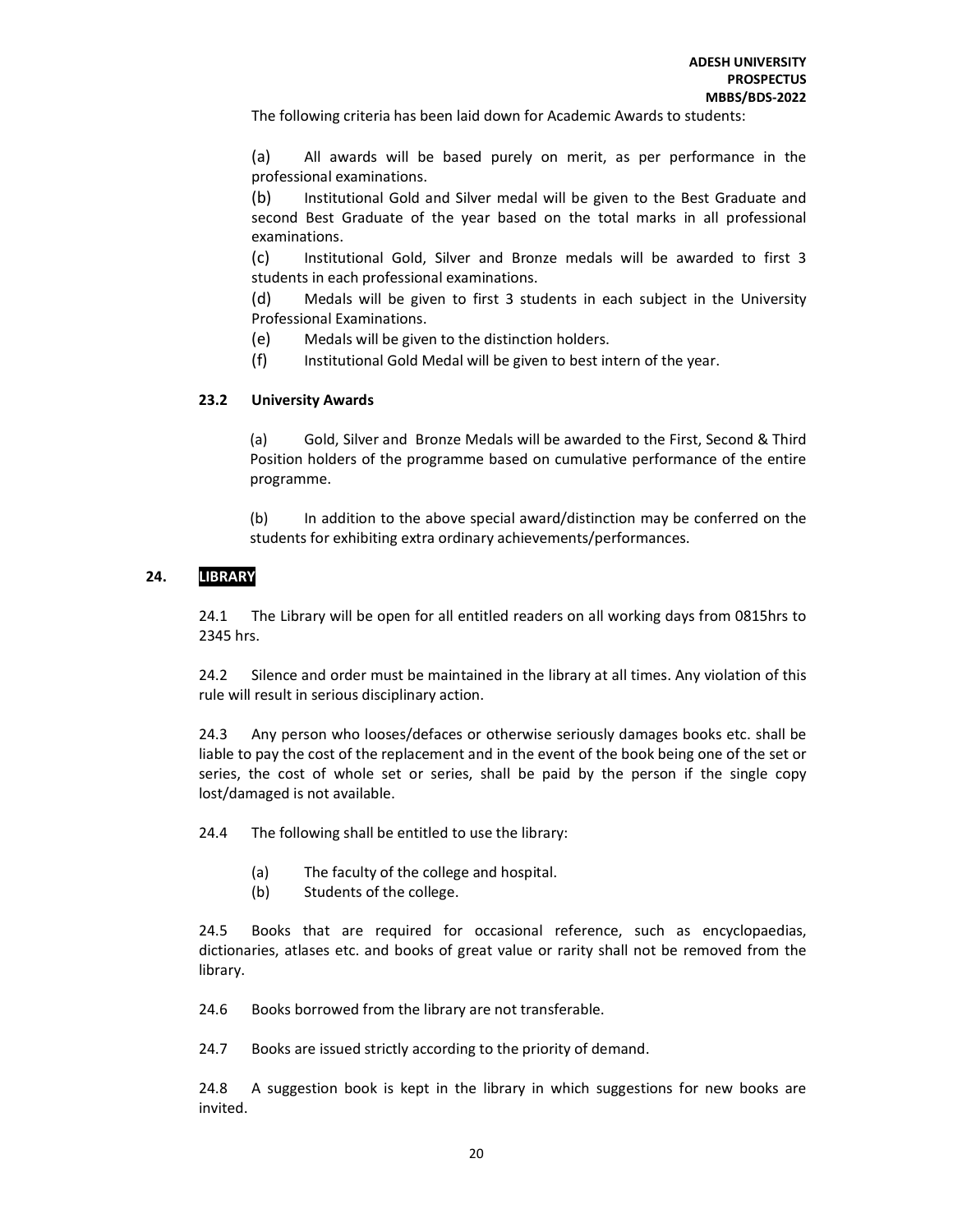The following criteria has been laid down for Academic Awards to students:

(a) All awards will be based purely on merit, as per performance in the professional examinations.

(b) Institutional Gold and Silver medal will be given to the Best Graduate and second Best Graduate of the year based on the total marks in all professional examinations.

(c) Institutional Gold, Silver and Bronze medals will be awarded to first 3 students in each professional examinations.

(d) Medals will be given to first 3 students in each subject in the University Professional Examinations.

(e) Medals will be given to the distinction holders.

(f) Institutional Gold Medal will be given to best intern of the year.

### 23.2 University Awards

(a) Gold, Silver and Bronze Medals will be awarded to the First, Second & Third Position holders of the programme based on cumulative performance of the entire programme.

(b) In addition to the above special award/distinction may be conferred on the students for exhibiting extra ordinary achievements/performances.

## 24. LIBRARY

24.1 The Library will be open for all entitled readers on all working days from 0815hrs to 2345 hrs.

24.2 Silence and order must be maintained in the library at all times. Any violation of this rule will result in serious disciplinary action.

24.3 Any person who looses/defaces or otherwise seriously damages books etc. shall be liable to pay the cost of the replacement and in the event of the book being one of the set or series, the cost of whole set or series, shall be paid by the person if the single copy lost/damaged is not available.

24.4 The following shall be entitled to use the library:

(a) The faculty of the college and hospital.

(b) Students of the college.

24.5 Books that are required for occasional reference, such as encyclopaedias, dictionaries, atlases etc. and books of great value or rarity shall not be removed from the library.

24.6 Books borrowed from the library are not transferable.

24.7 Books are issued strictly according to the priority of demand.

24.8 A suggestion book is kept in the library in which suggestions for new books are invited.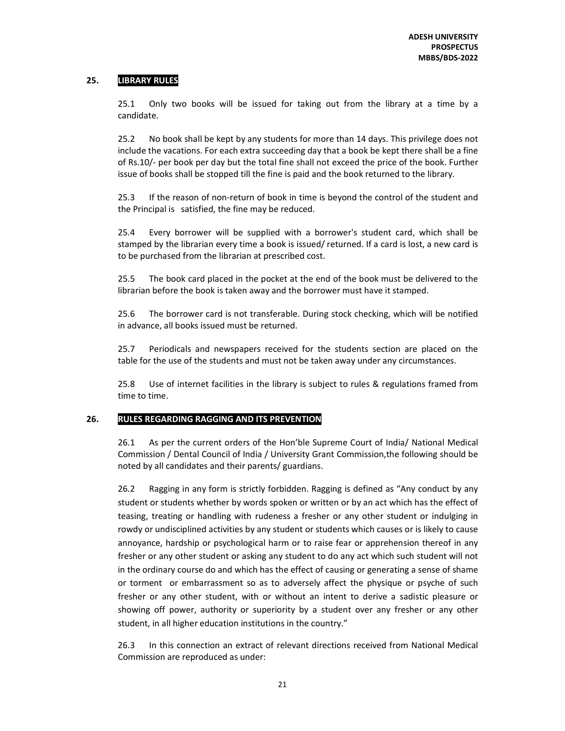## 25. LIBRARY RULES

25.1 Only two books will be issued for taking out from the library at a time by a candidate.

25.2 No book shall be kept by any students for more than 14 days. This privilege does not include the vacations. For each extra succeeding day that a book be kept there shall be a fine of Rs.10/- per book per day but the total fine shall not exceed the price of the book. Further issue of books shall be stopped till the fine is paid and the book returned to the library.

25.3 If the reason of non-return of book in time is beyond the control of the student and the Principal is satisfied, the fine may be reduced.

25.4 Every borrower will be supplied with a borrower's student card, which shall be stamped by the librarian every time a book is issued/ returned. If a card is lost, a new card is to be purchased from the librarian at prescribed cost.

25.5 The book card placed in the pocket at the end of the book must be delivered to the librarian before the book is taken away and the borrower must have it stamped.

25.6 The borrower card is not transferable. During stock checking, which will be notified in advance, all books issued must be returned.

25.7 Periodicals and newspapers received for the students section are placed on the table for the use of the students and must not be taken away under any circumstances.

25.8 Use of internet facilities in the library is subject to rules & regulations framed from time to time.

## 26. RULES REGARDING RAGGING AND ITS PREVENTION

26.1 As per the current orders of the Hon'ble Supreme Court of India/ National Medical Commission / Dental Council of India / University Grant Commission,the following should be noted by all candidates and their parents/ guardians.

26.2 Ragging in any form is strictly forbidden. Ragging is defined as "Any conduct by any student or students whether by words spoken or written or by an act which has the effect of teasing, treating or handling with rudeness a fresher or any other student or indulging in rowdy or undisciplined activities by any student or students which causes or is likely to cause annoyance, hardship or psychological harm or to raise fear or apprehension thereof in any fresher or any other student or asking any student to do any act which such student will not in the ordinary course do and which has the effect of causing or generating a sense of shame or torment or embarrassment so as to adversely affect the physique or psyche of such fresher or any other student, with or without an intent to derive a sadistic pleasure or showing off power, authority or superiority by a student over any fresher or any other student, in all higher education institutions in the country."

26.3 In this connection an extract of relevant directions received from National Medical Commission are reproduced as under: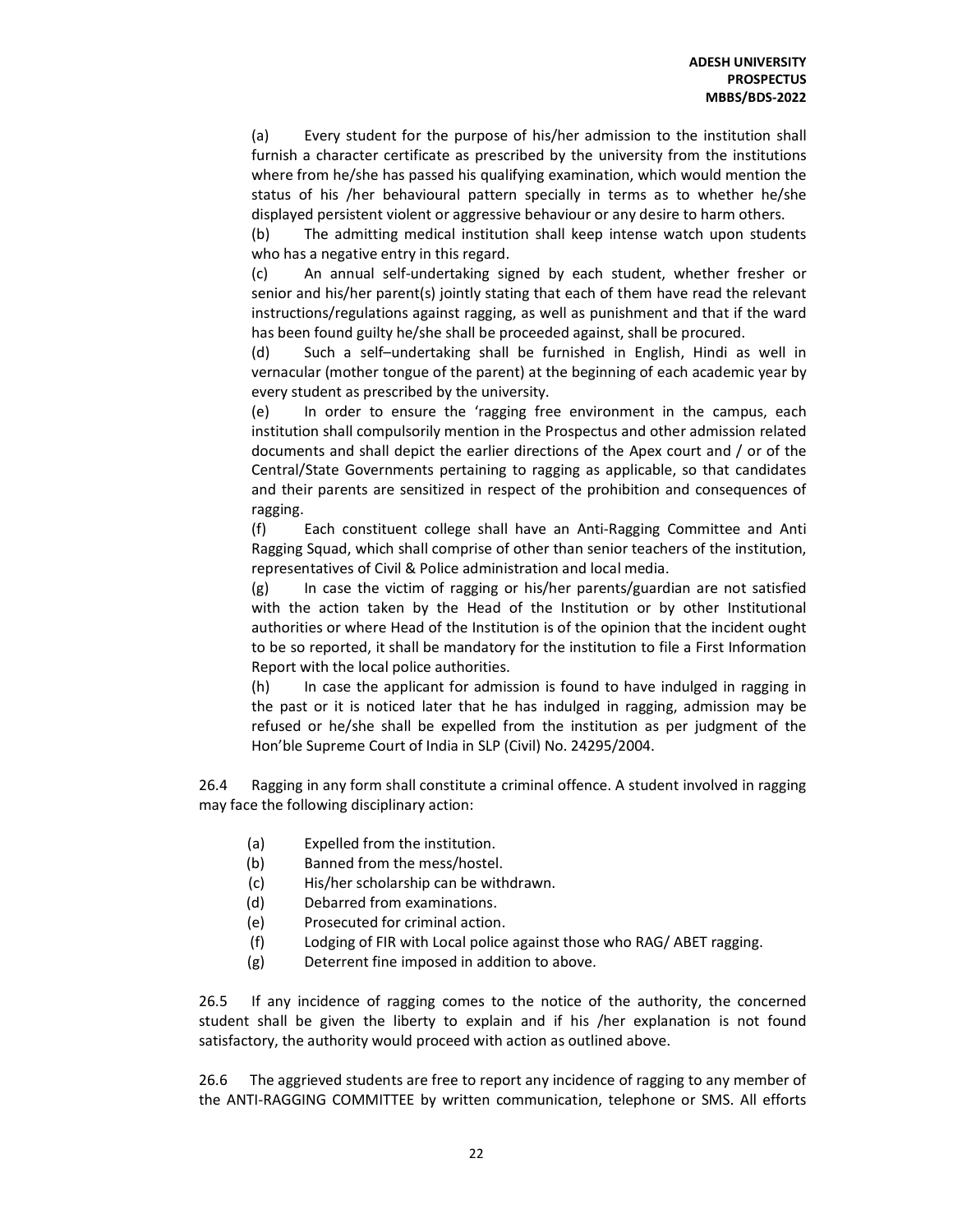(a) Every student for the purpose of his/her admission to the institution shall furnish a character certificate as prescribed by the university from the institutions where from he/she has passed his qualifying examination, which would mention the status of his /her behavioural pattern specially in terms as to whether he/she displayed persistent violent or aggressive behaviour or any desire to harm others.

(b) The admitting medical institution shall keep intense watch upon students who has a negative entry in this regard.

(c) An annual self-undertaking signed by each student, whether fresher or senior and his/her parent(s) jointly stating that each of them have read the relevant instructions/regulations against ragging, as well as punishment and that if the ward has been found guilty he/she shall be proceeded against, shall be procured.

(d) Such a self–undertaking shall be furnished in English, Hindi as well in vernacular (mother tongue of the parent) at the beginning of each academic year by every student as prescribed by the university.

(e) In order to ensure the 'ragging free environment in the campus, each institution shall compulsorily mention in the Prospectus and other admission related documents and shall depict the earlier directions of the Apex court and / or of the Central/State Governments pertaining to ragging as applicable, so that candidates and their parents are sensitized in respect of the prohibition and consequences of ragging.

(f) Each constituent college shall have an Anti-Ragging Committee and Anti Ragging Squad, which shall comprise of other than senior teachers of the institution, representatives of Civil & Police administration and local media.

(g) In case the victim of ragging or his/her parents/guardian are not satisfied with the action taken by the Head of the Institution or by other Institutional authorities or where Head of the Institution is of the opinion that the incident ought to be so reported, it shall be mandatory for the institution to file a First Information Report with the local police authorities.

(h) In case the applicant for admission is found to have indulged in ragging in the past or it is noticed later that he has indulged in ragging, admission may be refused or he/she shall be expelled from the institution as per judgment of the Hon'ble Supreme Court of India in SLP (Civil) No. 24295/2004.

26.4 Ragging in any form shall constitute a criminal offence. A student involved in ragging may face the following disciplinary action:

(a) Expelled from the institution.
(b) Banned from the mess/hostel.
(c) His/her scholarship can be withdrawn.
(d) Debarred from examinations.
(e) Prosecuted for criminal action.
(f) Lodging of FIR with Local police against those who RAG/ ABET ragging.
(g) Deterrent fine imposed in addition to above.

26.5 If any incidence of ragging comes to the notice of the authority, the concerned student shall be given the liberty to explain and if his /her explanation is not found satisfactory, the authority would proceed with action as outlined above.

26.6 The aggrieved students are free to report any incidence of ragging to any member of the ANTI-RAGGING COMMITTEE by written communication, telephone or SMS. All efforts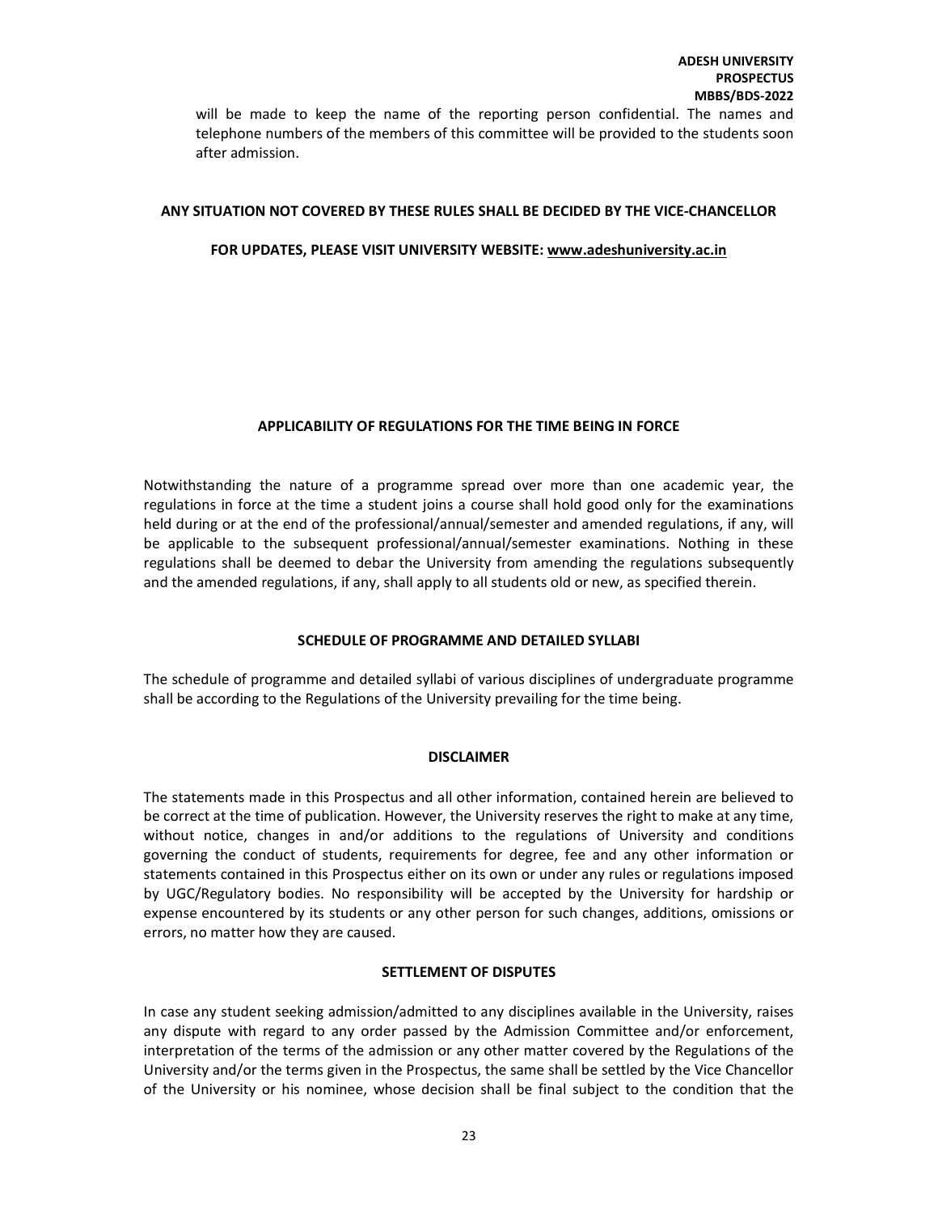will be made to keep the name of the reporting person confidential. The names and telephone numbers of the members of this committee will be provided to the students soon after admission.

**ANY SITUATION NOT COVERED BY THESE RULES SHALL BE DECIDED BY THE VICE-CHANCELLOR**

**FOR UPDATES, PLEASE VISIT UNIVERSITY WEBSITE: www.adeshuniversity.ac.in**

## APPLICABILITY OF REGULATIONS FOR THE TIME BEING IN FORCE

Notwithstanding the nature of a programme spread over more than one academic year, the regulations in force at the time a student joins a course shall hold good only for the examinations held during or at the end of the professional/annual/semester and amended regulations, if any, will be applicable to the subsequent professional/annual/semester examinations. Nothing in these regulations shall be deemed to debar the University from amending the regulations subsequently and the amended regulations, if any, shall apply to all students old or new, as specified therein.

## SCHEDULE OF PROGRAMME AND DETAILED SYLLABI

The schedule of programme and detailed syllabi of various disciplines of undergraduate programme shall be according to the Regulations of the University prevailing for the time being.

## DISCLAIMER

The statements made in this Prospectus and all other information, contained herein are believed to be correct at the time of publication. However, the University reserves the right to make at any time, without notice, changes in and/or additions to the regulations of University and conditions governing the conduct of students, requirements for degree, fee and any other information or statements contained in this Prospectus either on its own or under any rules or regulations imposed by UGC/Regulatory bodies. No responsibility will be accepted by the University for hardship or expense encountered by its students or any other person for such changes, additions, omissions or errors, no matter how they are caused.

## SETTLEMENT OF DISPUTES

In case any student seeking admission/admitted to any disciplines available in the University, raises any dispute with regard to any order passed by the Admission Committee and/or enforcement, interpretation of the terms of the admission or any other matter covered by the Regulations of the University and/or the terms given in the Prospectus, the same shall be settled by the Vice Chancellor of the University or his nominee, whose decision shall be final subject to the condition that the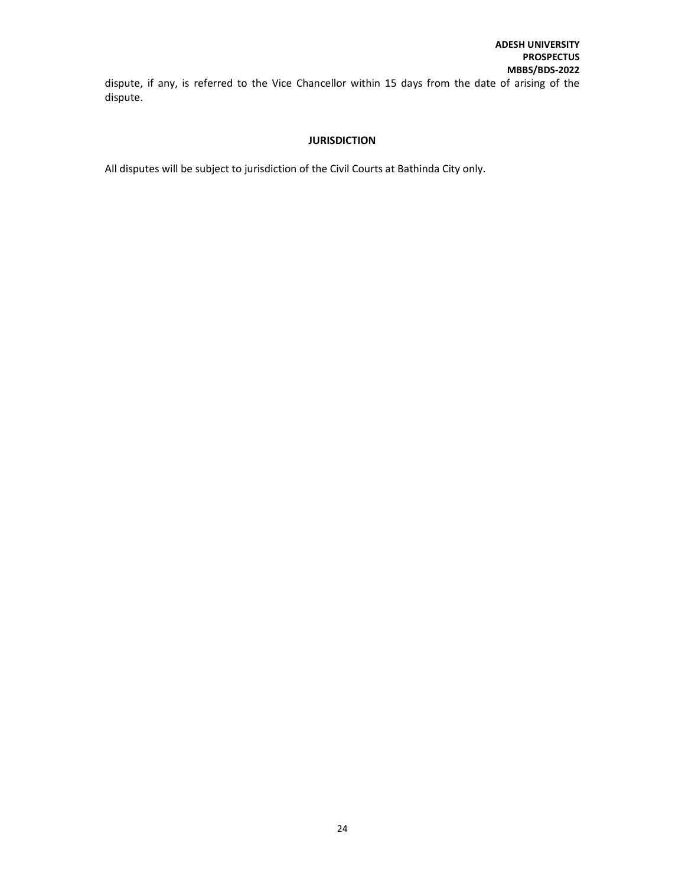dispute, if any, is referred to the Vice Chancellor within 15 days from the date of arising of the dispute.

## JURISDICTION

All disputes will be subject to jurisdiction of the Civil Courts at Bathinda City only.